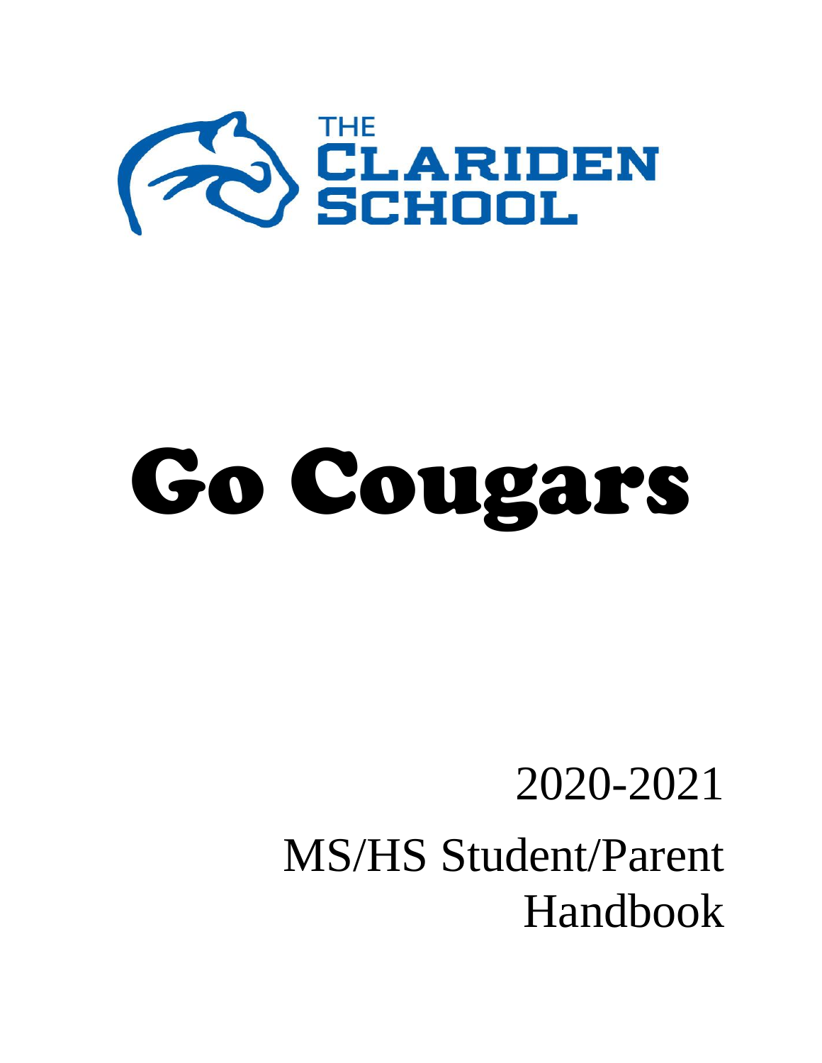THE
CLARIDEN
SCHOOL

# Go Cougars

2020-2021

MS/HS Student/Parent Handbook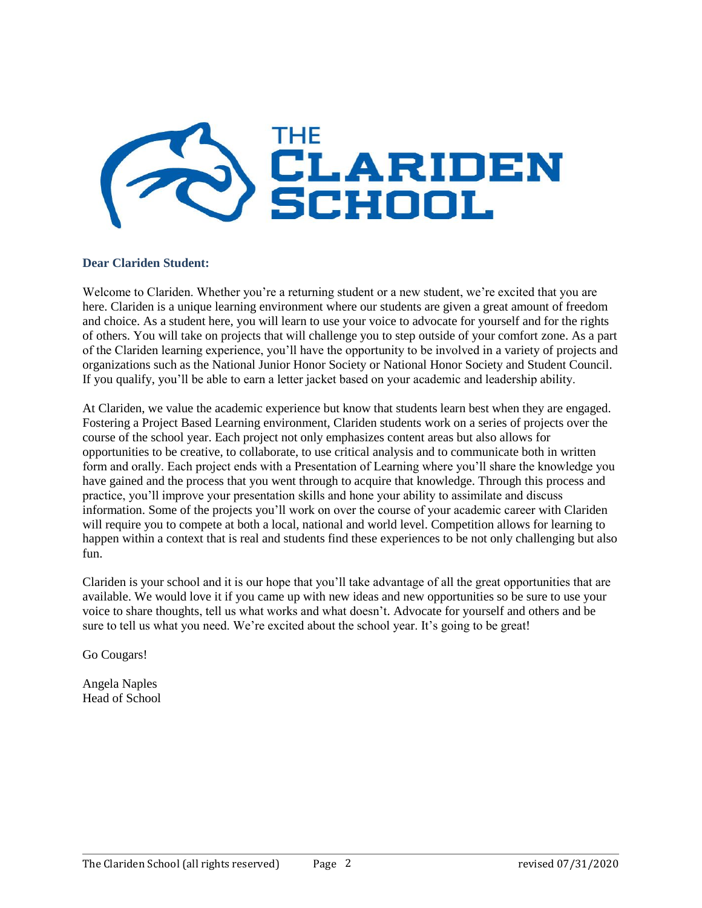# THE CLARIDEN SCHOOL

**Dear Clariden Student:**

Welcome to Clariden. Whether you're a returning student or a new student, we're excited that you are here. Clariden is a unique learning environment where our students are given a great amount of freedom and choice. As a student here, you will learn to use your voice to advocate for yourself and for the rights of others. You will take on projects that will challenge you to step outside of your comfort zone. As a part of the Clariden learning experience, you'll have the opportunity to be involved in a variety of projects and organizations such as the National Junior Honor Society or National Honor Society and Student Council. If you qualify, you'll be able to earn a letter jacket based on your academic and leadership ability.

At Clariden, we value the academic experience but know that students learn best when they are engaged. Fostering a Project Based Learning environment, Clariden students work on a series of projects over the course of the school year. Each project not only emphasizes content areas but also allows for opportunities to be creative, to collaborate, to use critical analysis and to communicate both in written form and orally. Each project ends with a Presentation of Learning where you'll share the knowledge you have gained and the process that you went through to acquire that knowledge. Through this process and practice, you'll improve your presentation skills and hone your ability to assimilate and discuss information. Some of the projects you'll work on over the course of your academic career with Clariden will require you to compete at both a local, national and world level. Competition allows for learning to happen within a context that is real and students find these experiences to be not only challenging but also fun.

Clariden is your school and it is our hope that you'll take advantage of all the great opportunities that are available. We would love it if you came up with new ideas and new opportunities so be sure to use your voice to share thoughts, tell us what works and what doesn't. Advocate for yourself and others and be sure to tell us what you need. We're excited about the school year. It's going to be great!

Go Cougars!

Angela Naples
Head of School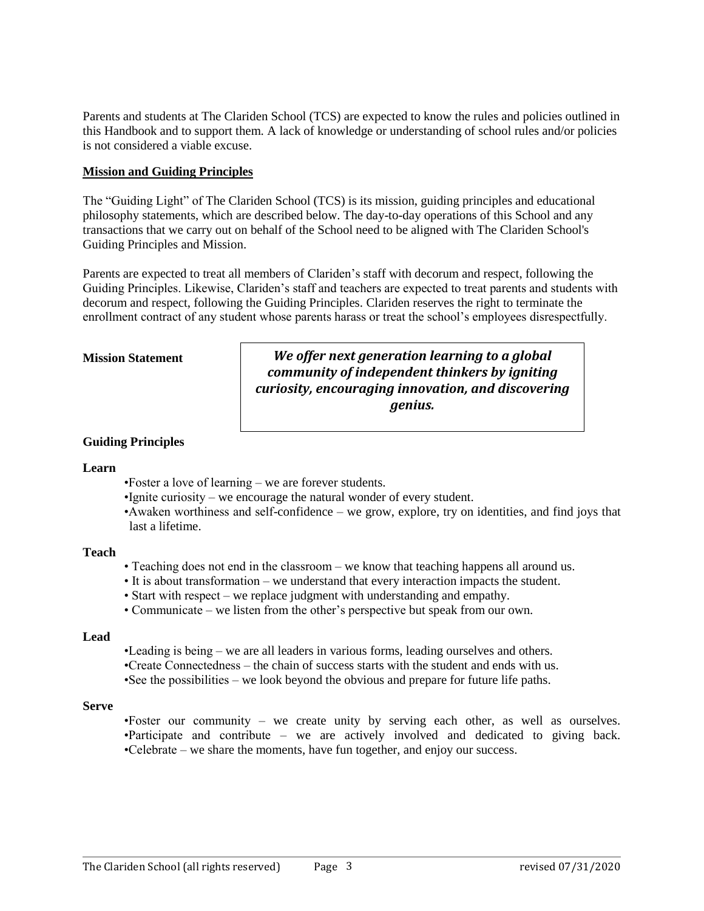Parents and students at The Clariden School (TCS) are expected to know the rules and policies outlined in this Handbook and to support them. A lack of knowledge or understanding of school rules and/or policies is not considered a viable excuse.

## Mission and Guiding Principles

The "Guiding Light" of The Clariden School (TCS) is its mission, guiding principles and educational philosophy statements, which are described below. The day-to-day operations of this School and any transactions that we carry out on behalf of the School need to be aligned with The Clariden School's Guiding Principles and Mission.

Parents are expected to treat all members of Clariden's staff with decorum and respect, following the Guiding Principles. Likewise, Clariden's staff and teachers are expected to treat parents and students with decorum and respect, following the Guiding Principles. Clariden reserves the right to terminate the enrollment contract of any student whose parents harass or treat the school's employees disrespectfully.

**Mission Statement**

> ***We offer next generation learning to a global community of independent thinkers by igniting curiosity, encouraging innovation, and discovering genius.***

### Guiding Principles

**Learn**

- Foster a love of learning – we are forever students.
- Ignite curiosity – we encourage the natural wonder of every student.
- Awaken worthiness and self-confidence – we grow, explore, try on identities, and find joys that last a lifetime.

**Teach**

- Teaching does not end in the classroom – we know that teaching happens all around us.
- It is about transformation – we understand that every interaction impacts the student.
- Start with respect – we replace judgment with understanding and empathy.
- Communicate – we listen from the other's perspective but speak from our own.

**Lead**

- Leading is being – we are all leaders in various forms, leading ourselves and others.
- Create Connectedness – the chain of success starts with the student and ends with us.
- See the possibilities – we look beyond the obvious and prepare for future life paths.

**Serve**

- Foster our community – we create unity by serving each other, as well as ourselves.
- Participate and contribute – we are actively involved and dedicated to giving back.
- Celebrate – we share the moments, have fun together, and enjoy our success.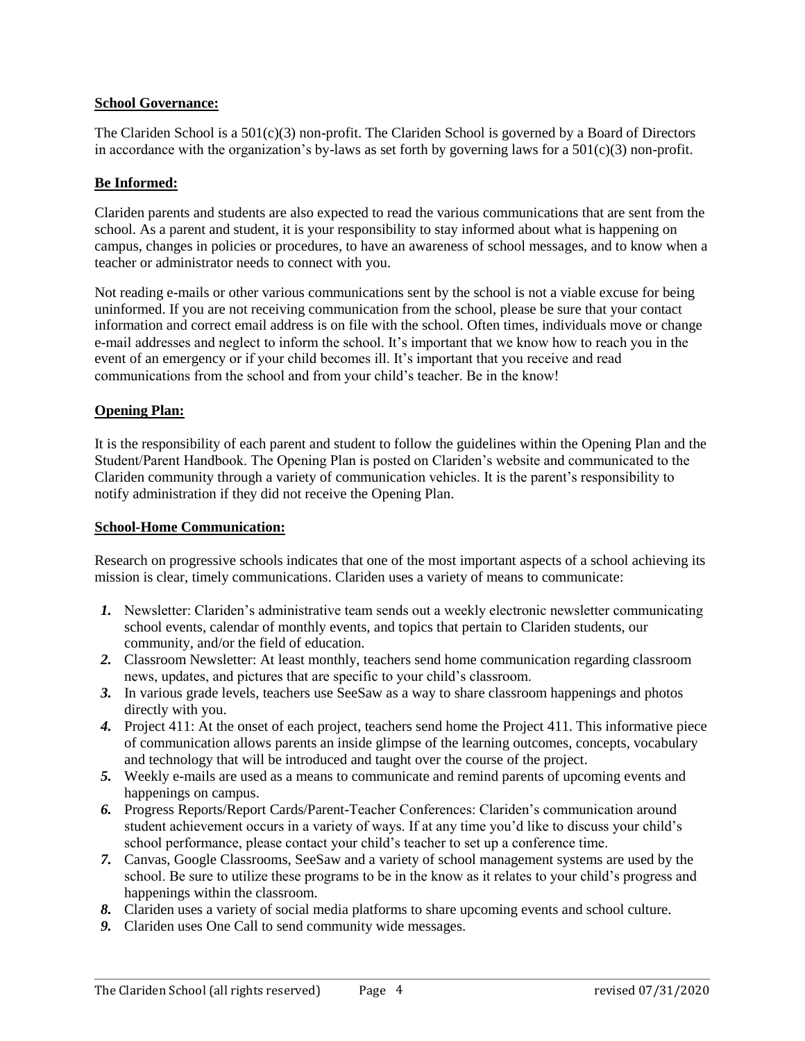**School Governance:**

The Clariden School is a 501(c)(3) non-profit. The Clariden School is governed by a Board of Directors in accordance with the organization's by-laws as set forth by governing laws for a 501(c)(3) non-profit.

**Be Informed:**

Clariden parents and students are also expected to read the various communications that are sent from the school. As a parent and student, it is your responsibility to stay informed about what is happening on campus, changes in policies or procedures, to have an awareness of school messages, and to know when a teacher or administrator needs to connect with you.

Not reading e-mails or other various communications sent by the school is not a viable excuse for being uninformed. If you are not receiving communication from the school, please be sure that your contact information and correct email address is on file with the school. Often times, individuals move or change e-mail addresses and neglect to inform the school. It's important that we know how to reach you in the event of an emergency or if your child becomes ill. It's important that you receive and read communications from the school and from your child's teacher. Be in the know!

**Opening Plan:**

It is the responsibility of each parent and student to follow the guidelines within the Opening Plan and the Student/Parent Handbook. The Opening Plan is posted on Clariden's website and communicated to the Clariden community through a variety of communication vehicles. It is the parent's responsibility to notify administration if they did not receive the Opening Plan.

**School-Home Communication:**

Research on progressive schools indicates that one of the most important aspects of a school achieving its mission is clear, timely communications. Clariden uses a variety of means to communicate:

1. Newsletter: Clariden's administrative team sends out a weekly electronic newsletter communicating school events, calendar of monthly events, and topics that pertain to Clariden students, our community, and/or the field of education.
2. Classroom Newsletter: At least monthly, teachers send home communication regarding classroom news, updates, and pictures that are specific to your child's classroom.
3. In various grade levels, teachers use SeeSaw as a way to share classroom happenings and photos directly with you.
4. Project 411: At the onset of each project, teachers send home the Project 411. This informative piece of communication allows parents an inside glimpse of the learning outcomes, concepts, vocabulary and technology that will be introduced and taught over the course of the project.
5. Weekly e-mails are used as a means to communicate and remind parents of upcoming events and happenings on campus.
6. Progress Reports/Report Cards/Parent-Teacher Conferences: Clariden's communication around student achievement occurs in a variety of ways. If at any time you'd like to discuss your child's school performance, please contact your child's teacher to set up a conference time.
7. Canvas, Google Classrooms, SeeSaw and a variety of school management systems are used by the school. Be sure to utilize these programs to be in the know as it relates to your child's progress and happenings within the classroom.
8. Clariden uses a variety of social media platforms to share upcoming events and school culture.
9. Clariden uses One Call to send community wide messages.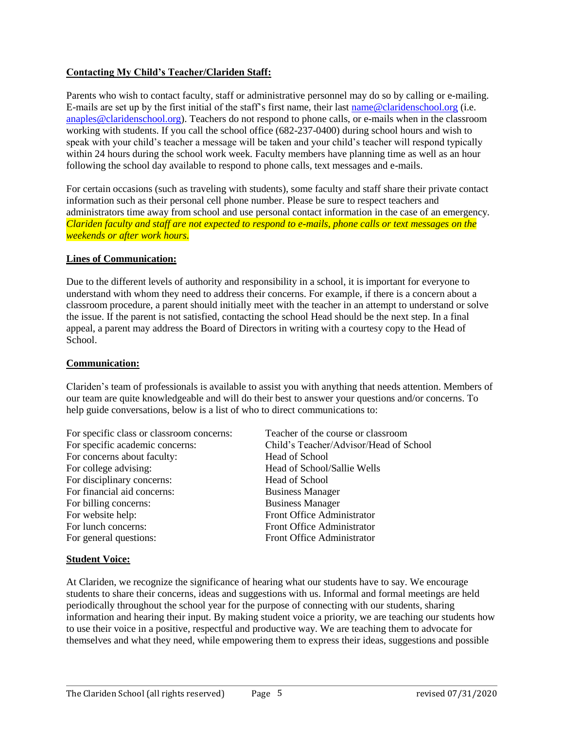**Contacting My Child's Teacher/Clariden Staff:**

Parents who wish to contact faculty, staff or administrative personnel may do so by calling or e-mailing. E-mails are set up by the first initial of the staff's first name, their last name@claridenschool.org (i.e. anaples@claridenschool.org). Teachers do not respond to phone calls, or e-mails when in the classroom working with students. If you call the school office (682-237-0400) during school hours and wish to speak with your child's teacher a message will be taken and your child's teacher will respond typically within 24 hours during the school work week. Faculty members have planning time as well as an hour following the school day available to respond to phone calls, text messages and e-mails.

For certain occasions (such as traveling with students), some faculty and staff share their private contact information such as their personal cell phone number. Please be sure to respect teachers and administrators time away from school and use personal contact information in the case of an emergency. *Clariden faculty and staff are not expected to respond to e-mails, phone calls or text messages on the weekends or after work hours.*

**Lines of Communication:**

Due to the different levels of authority and responsibility in a school, it is important for everyone to understand with whom they need to address their concerns. For example, if there is a concern about a classroom procedure, a parent should initially meet with the teacher in an attempt to understand or solve the issue. If the parent is not satisfied, contacting the school Head should be the next step. In a final appeal, a parent may address the Board of Directors in writing with a courtesy copy to the Head of School.

**Communication:**

Clariden's team of professionals is available to assist you with anything that needs attention. Members of our team are quite knowledgeable and will do their best to answer your questions and/or concerns. To help guide conversations, below is a list of who to direct communications to:

| | |
|---|---|
| For specific class or classroom concerns: | Teacher of the course or classroom |
| For specific academic concerns: | Child's Teacher/Advisor/Head of School |
| For concerns about faculty: | Head of School |
| For college advising: | Head of School/Sallie Wells |
| For disciplinary concerns: | Head of School |
| For financial aid concerns: | Business Manager |
| For billing concerns: | Business Manager |
| For website help: | Front Office Administrator |
| For lunch concerns: | Front Office Administrator |
| For general questions: | Front Office Administrator |

**Student Voice:**

At Clariden, we recognize the significance of hearing what our students have to say. We encourage students to share their concerns, ideas and suggestions with us. Informal and formal meetings are held periodically throughout the school year for the purpose of connecting with our students, sharing information and hearing their input. By making student voice a priority, we are teaching our students how to use their voice in a positive, respectful and productive way. We are teaching them to advocate for themselves and what they need, while empowering them to express their ideas, suggestions and possible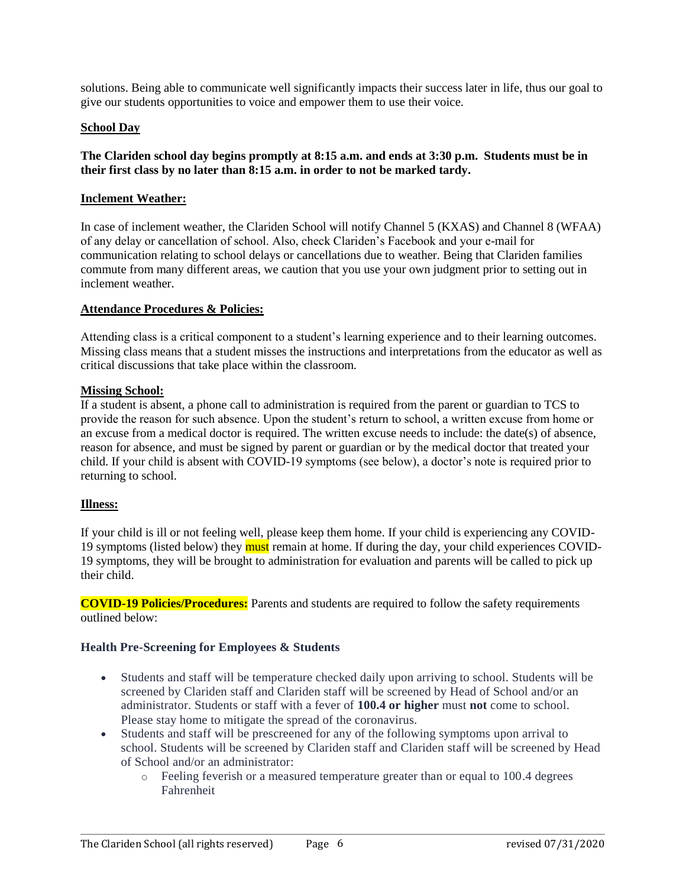solutions. Being able to communicate well significantly impacts their success later in life, thus our goal to give our students opportunities to voice and empower them to use their voice.

## School Day

**The Clariden school day begins promptly at 8:15 a.m. and ends at 3:30 p.m. Students must be in their first class by no later than 8:15 a.m. in order to not be marked tardy.**

## Inclement Weather:

In case of inclement weather, the Clariden School will notify Channel 5 (KXAS) and Channel 8 (WFAA) of any delay or cancellation of school. Also, check Clariden's Facebook and your e-mail for communication relating to school delays or cancellations due to weather. Being that Clariden families commute from many different areas, we caution that you use your own judgment prior to setting out in inclement weather.

## Attendance Procedures & Policies:

Attending class is a critical component to a student's learning experience and to their learning outcomes. Missing class means that a student misses the instructions and interpretations from the educator as well as critical discussions that take place within the classroom.

### Missing School:

If a student is absent, a phone call to administration is required from the parent or guardian to TCS to provide the reason for such absence. Upon the student's return to school, a written excuse from home or an excuse from a medical doctor is required. The written excuse needs to include: the date(s) of absence, reason for absence, and must be signed by parent or guardian or by the medical doctor that treated your child. If your child is absent with COVID-19 symptoms (see below), a doctor's note is required prior to returning to school.

### Illness:

If your child is ill or not feeling well, please keep them home. If your child is experiencing any COVID-19 symptoms (listed below) they must remain at home. If during the day, your child experiences COVID-19 symptoms, they will be brought to administration for evaluation and parents will be called to pick up their child.

**COVID-19 Policies/Procedures:** Parents and students are required to follow the safety requirements outlined below:

### Health Pre-Screening for Employees & Students

- Students and staff will be temperature checked daily upon arriving to school. Students will be screened by Clariden staff and Clariden staff will be screened by Head of School and/or an administrator. Students or staff with a fever of **100.4 or higher** must **not** come to school. Please stay home to mitigate the spread of the coronavirus.
- Students and staff will be prescreened for any of the following symptoms upon arrival to school. Students will be screened by Clariden staff and Clariden staff will be screened by Head of School and/or an administrator:
  - Feeling feverish or a measured temperature greater than or equal to 100.4 degrees Fahrenheit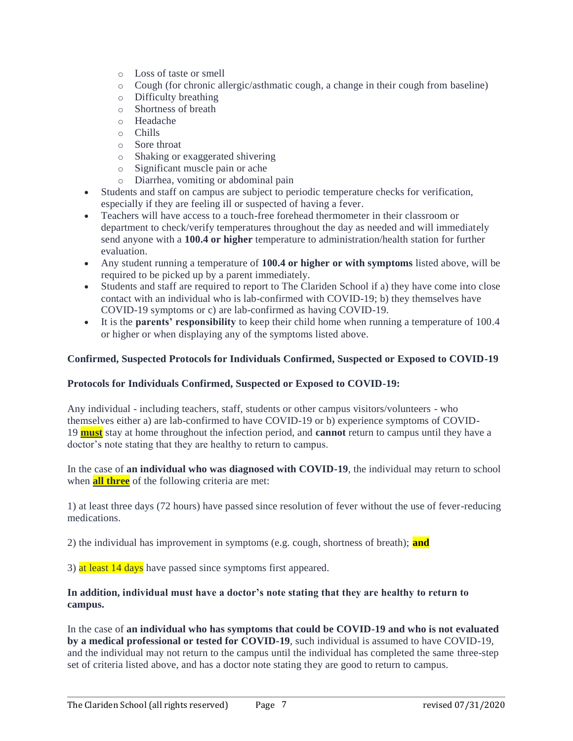- Loss of taste or smell
    - Cough (for chronic allergic/asthmatic cough, a change in their cough from baseline)
    - Difficulty breathing
    - Shortness of breath
    - Headache
    - Chills
    - Sore throat
    - Shaking or exaggerated shivering
    - Significant muscle pain or ache
    - Diarrhea, vomiting or abdominal pain
- Students and staff on campus are subject to periodic temperature checks for verification, especially if they are feeling ill or suspected of having a fever.
- Teachers will have access to a touch-free forehead thermometer in their classroom or department to check/verify temperatures throughout the day as needed and will immediately send anyone with a **100.4 or higher** temperature to administration/health station for further evaluation.
- Any student running a temperature of **100.4 or higher or with symptoms** listed above, will be required to be picked up by a parent immediately.
- Students and staff are required to report to The Clariden School if a) they have come into close contact with an individual who is lab-confirmed with COVID-19; b) they themselves have COVID-19 symptoms or c) are lab-confirmed as having COVID-19.
- It is the **parents' responsibility** to keep their child home when running a temperature of 100.4 or higher or when displaying any of the symptoms listed above.

**Confirmed, Suspected Protocols for Individuals Confirmed, Suspected or Exposed to COVID-19**

**Protocols for Individuals Confirmed, Suspected or Exposed to COVID-19:**

Any individual - including teachers, staff, students or other campus visitors/volunteers - who themselves either a) are lab-confirmed to have COVID-19 or b) experience symptoms of COVID-19 **must** stay at home throughout the infection period, and **cannot** return to campus until they have a doctor's note stating that they are healthy to return to campus.

In the case of **an individual who was diagnosed with COVID-19**, the individual may return to school when **all three** of the following criteria are met:

1) at least three days (72 hours) have passed since resolution of fever without the use of fever-reducing medications.

2) the individual has improvement in symptoms (e.g. cough, shortness of breath); **and**

3) at least 14 days have passed since symptoms first appeared.

**In addition, individual must have a doctor's note stating that they are healthy to return to campus.**

In the case of **an individual who has symptoms that could be COVID-19 and who is not evaluated by a medical professional or tested for COVID-19**, such individual is assumed to have COVID-19, and the individual may not return to the campus until the individual has completed the same three-step set of criteria listed above, and has a doctor note stating they are good to return to campus.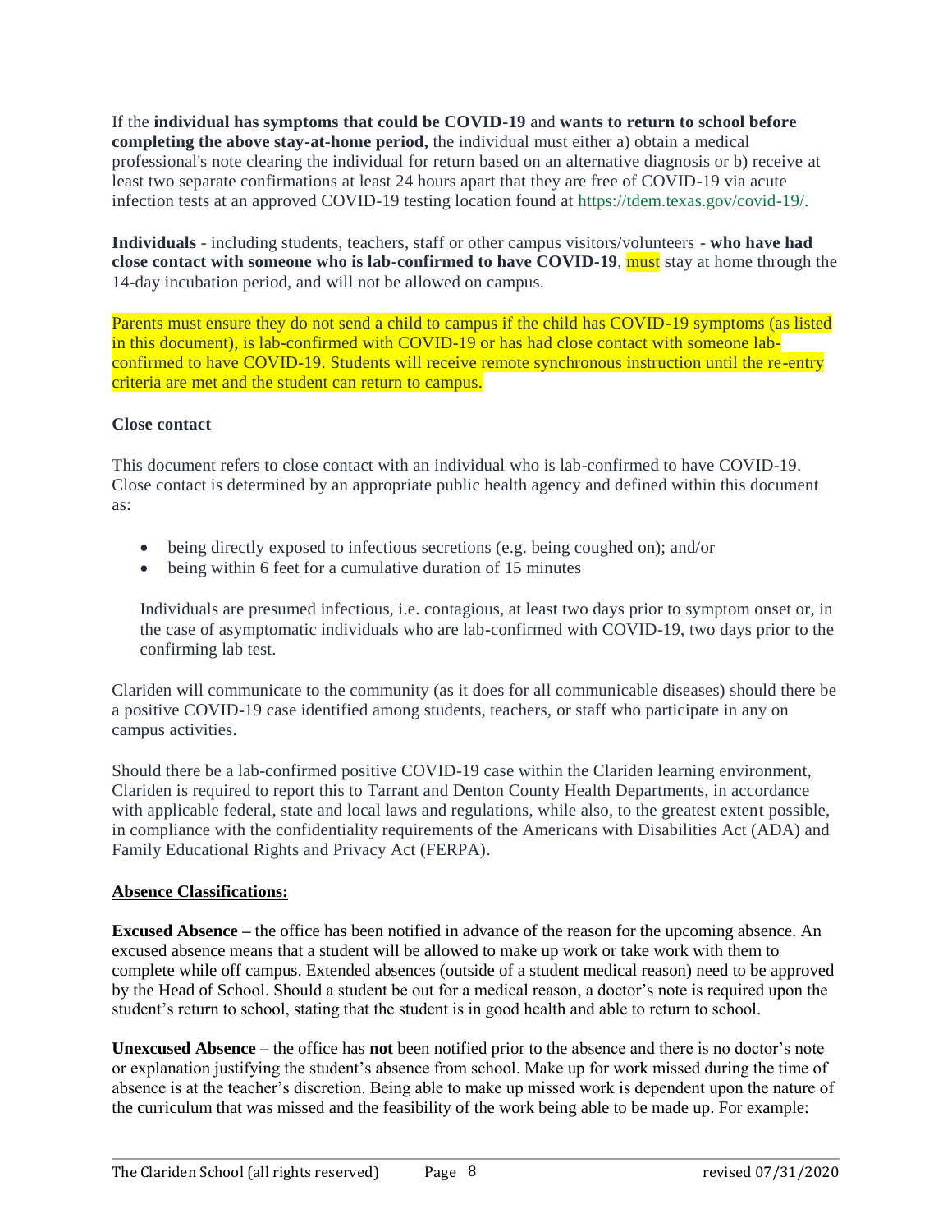If the **individual has symptoms that could be COVID-19** and **wants to return to school before completing the above stay-at-home period,** the individual must either a) obtain a medical professional's note clearing the individual for return based on an alternative diagnosis or b) receive at least two separate confirmations at least 24 hours apart that they are free of COVID-19 via acute infection tests at an approved COVID-19 testing location found at https://tdem.texas.gov/covid-19/.

**Individuals** - including students, teachers, staff or other campus visitors/volunteers - **who have had close contact with someone who is lab-confirmed to have COVID-19**, must stay at home through the 14-day incubation period, and will not be allowed on campus.

Parents must ensure they do not send a child to campus if the child has COVID-19 symptoms (as listed in this document), is lab-confirmed with COVID-19 or has had close contact with someone lab-confirmed to have COVID-19. Students will receive remote synchronous instruction until the re-entry criteria are met and the student can return to campus.

**Close contact**

This document refers to close contact with an individual who is lab-confirmed to have COVID-19. Close contact is determined by an appropriate public health agency and defined within this document as:

- being directly exposed to infectious secretions (e.g. being coughed on); and/or
- being within 6 feet for a cumulative duration of 15 minutes

  Individuals are presumed infectious, i.e. contagious, at least two days prior to symptom onset or, in the case of asymptomatic individuals who are lab-confirmed with COVID-19, two days prior to the confirming lab test.

Clariden will communicate to the community (as it does for all communicable diseases) should there be a positive COVID-19 case identified among students, teachers, or staff who participate in any on campus activities.

Should there be a lab-confirmed positive COVID-19 case within the Clariden learning environment, Clariden is required to report this to Tarrant and Denton County Health Departments, in accordance with applicable federal, state and local laws and regulations, while also, to the greatest extent possible, in compliance with the confidentiality requirements of the Americans with Disabilities Act (ADA) and Family Educational Rights and Privacy Act (FERPA).

**Absence Classifications:**

**Excused Absence –** the office has been notified in advance of the reason for the upcoming absence. An excused absence means that a student will be allowed to make up work or take work with them to complete while off campus. Extended absences (outside of a student medical reason) need to be approved by the Head of School. Should a student be out for a medical reason, a doctor's note is required upon the student's return to school, stating that the student is in good health and able to return to school.

**Unexcused Absence –** the office has **not** been notified prior to the absence and there is no doctor's note or explanation justifying the student's absence from school. Make up for work missed during the time of absence is at the teacher's discretion. Being able to make up missed work is dependent upon the nature of the curriculum that was missed and the feasibility of the work being able to be made up. For example: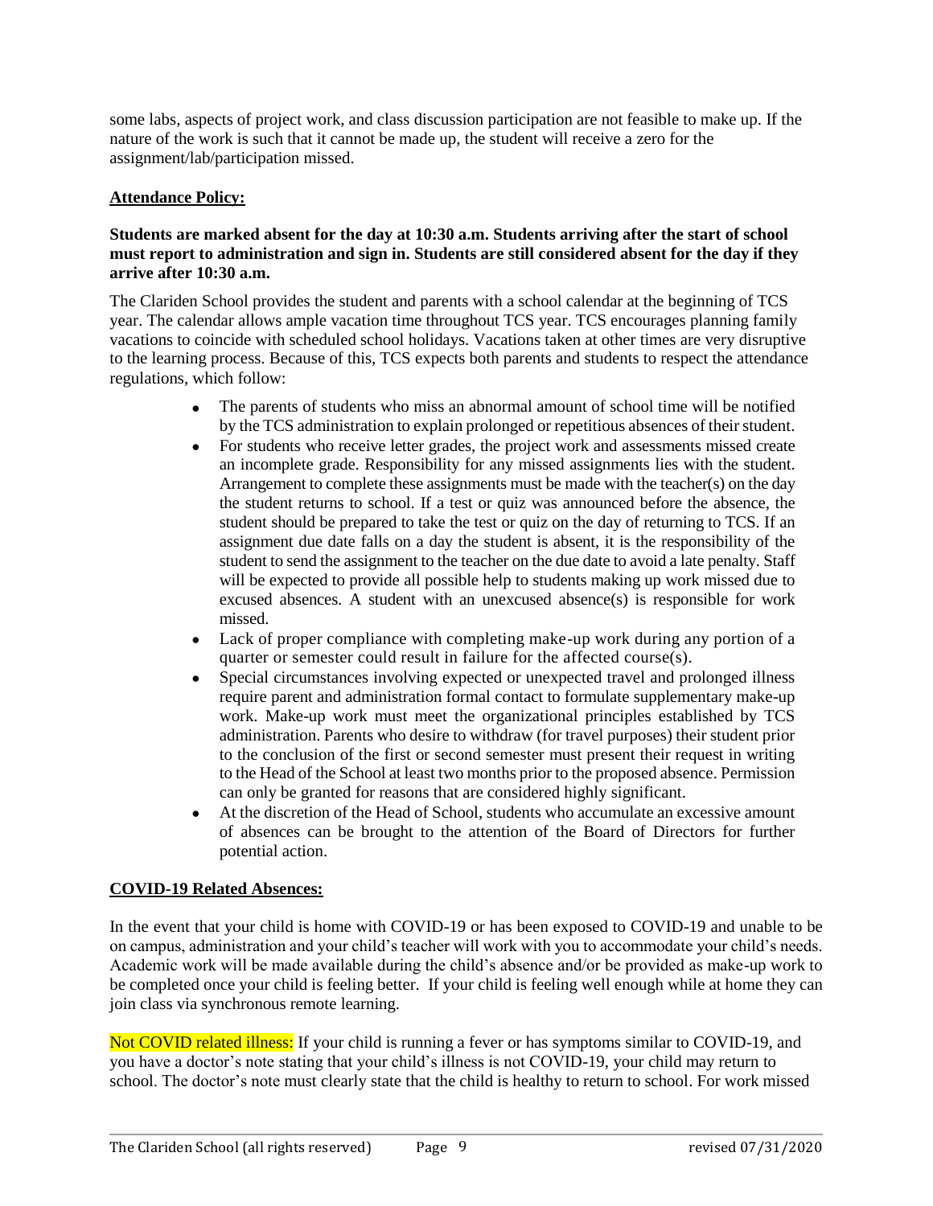some labs, aspects of project work, and class discussion participation are not feasible to make up. If the nature of the work is such that it cannot be made up, the student will receive a zero for the assignment/lab/participation missed.

**Attendance Policy:**

**Students are marked absent for the day at 10:30 a.m. Students arriving after the start of school must report to administration and sign in. Students are still considered absent for the day if they arrive after 10:30 a.m.**

The Clariden School provides the student and parents with a school calendar at the beginning of TCS year. The calendar allows ample vacation time throughout TCS year. TCS encourages planning family vacations to coincide with scheduled school holidays. Vacations taken at other times are very disruptive to the learning process. Because of this, TCS expects both parents and students to respect the attendance regulations, which follow:

- The parents of students who miss an abnormal amount of school time will be notified by the TCS administration to explain prolonged or repetitious absences of their student.
- For students who receive letter grades, the project work and assessments missed create an incomplete grade. Responsibility for any missed assignments lies with the student. Arrangement to complete these assignments must be made with the teacher(s) on the day the student returns to school. If a test or quiz was announced before the absence, the student should be prepared to take the test or quiz on the day of returning to TCS. If an assignment due date falls on a day the student is absent, it is the responsibility of the student to send the assignment to the teacher on the due date to avoid a late penalty. Staff will be expected to provide all possible help to students making up work missed due to excused absences. A student with an unexcused absence(s) is responsible for work missed.
- Lack of proper compliance with completing make-up work during any portion of a quarter or semester could result in failure for the affected course(s).
- Special circumstances involving expected or unexpected travel and prolonged illness require parent and administration formal contact to formulate supplementary make-up work. Make-up work must meet the organizational principles established by TCS administration. Parents who desire to withdraw (for travel purposes) their student prior to the conclusion of the first or second semester must present their request in writing to the Head of the School at least two months prior to the proposed absence. Permission can only be granted for reasons that are considered highly significant.
- At the discretion of the Head of School, students who accumulate an excessive amount of absences can be brought to the attention of the Board of Directors for further potential action.

**COVID-19 Related Absences:**

In the event that your child is home with COVID-19 or has been exposed to COVID-19 and unable to be on campus, administration and your child's teacher will work with you to accommodate your child's needs. Academic work will be made available during the child's absence and/or be provided as make-up work to be completed once your child is feeling better. If your child is feeling well enough while at home they can join class via synchronous remote learning.

Not COVID related illness: If your child is running a fever or has symptoms similar to COVID-19, and you have a doctor's note stating that your child's illness is not COVID-19, your child may return to school. The doctor's note must clearly state that the child is healthy to return to school. For work missed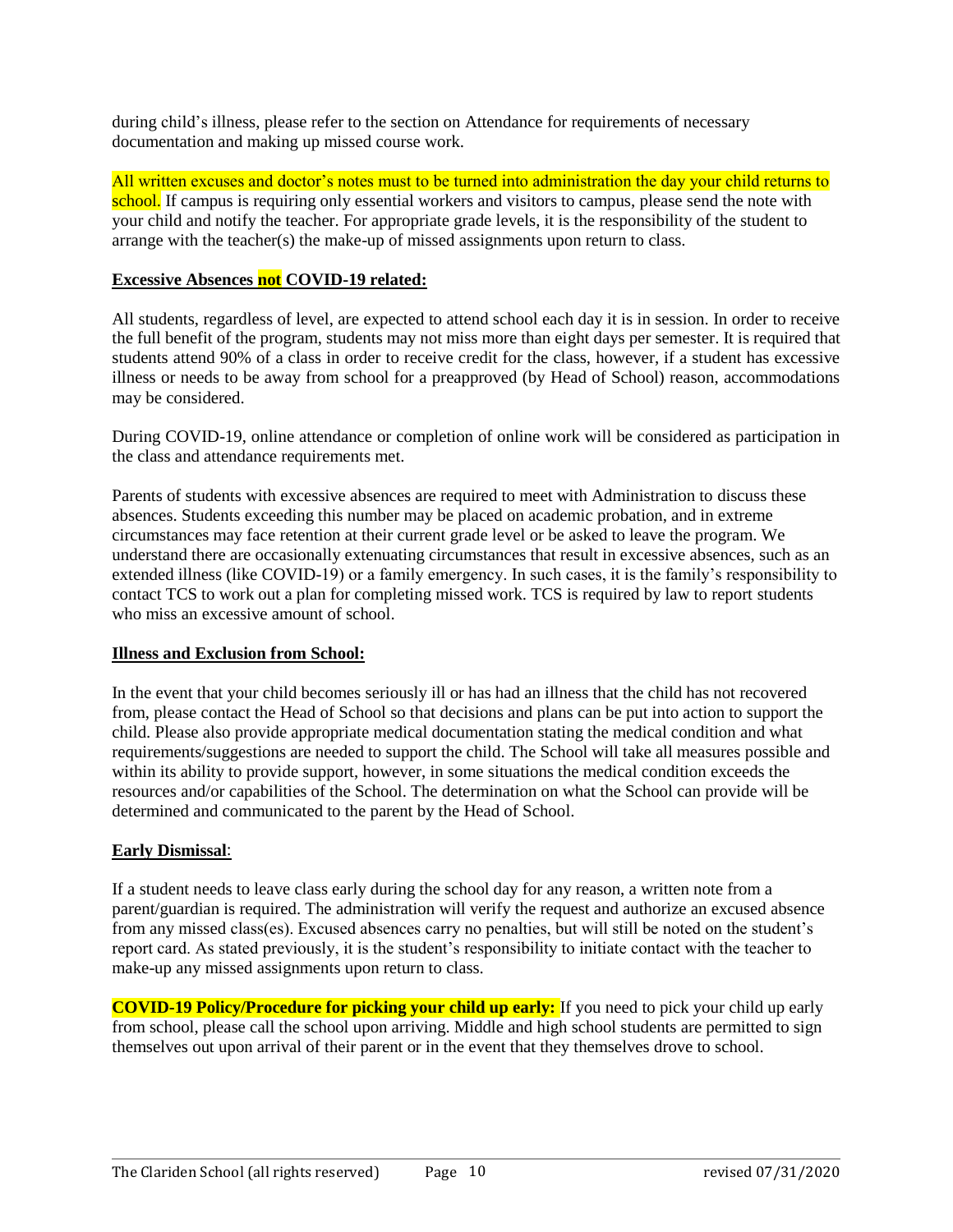during child's illness, please refer to the section on Attendance for requirements of necessary documentation and making up missed course work.

All written excuses and doctor's notes must to be turned into administration the day your child returns to school. If campus is requiring only essential workers and visitors to campus, please send the note with your child and notify the teacher. For appropriate grade levels, it is the responsibility of the student to arrange with the teacher(s) the make-up of missed assignments upon return to class.

**Excessive Absences not COVID-19 related:**

All students, regardless of level, are expected to attend school each day it is in session. In order to receive the full benefit of the program, students may not miss more than eight days per semester. It is required that students attend 90% of a class in order to receive credit for the class, however, if a student has excessive illness or needs to be away from school for a preapproved (by Head of School) reason, accommodations may be considered.

During COVID-19, online attendance or completion of online work will be considered as participation in the class and attendance requirements met.

Parents of students with excessive absences are required to meet with Administration to discuss these absences. Students exceeding this number may be placed on academic probation, and in extreme circumstances may face retention at their current grade level or be asked to leave the program. We understand there are occasionally extenuating circumstances that result in excessive absences, such as an extended illness (like COVID-19) or a family emergency. In such cases, it is the family's responsibility to contact TCS to work out a plan for completing missed work. TCS is required by law to report students who miss an excessive amount of school.

**Illness and Exclusion from School:**

In the event that your child becomes seriously ill or has had an illness that the child has not recovered from, please contact the Head of School so that decisions and plans can be put into action to support the child. Please also provide appropriate medical documentation stating the medical condition and what requirements/suggestions are needed to support the child. The School will take all measures possible and within its ability to provide support, however, in some situations the medical condition exceeds the resources and/or capabilities of the School. The determination on what the School can provide will be determined and communicated to the parent by the Head of School.

**Early Dismissal**:

If a student needs to leave class early during the school day for any reason, a written note from a parent/guardian is required. The administration will verify the request and authorize an excused absence from any missed class(es). Excused absences carry no penalties, but will still be noted on the student's report card. As stated previously, it is the student's responsibility to initiate contact with the teacher to make-up any missed assignments upon return to class.

**COVID-19 Policy/Procedure for picking your child up early:** If you need to pick your child up early from school, please call the school upon arriving. Middle and high school students are permitted to sign themselves out upon arrival of their parent or in the event that they themselves drove to school.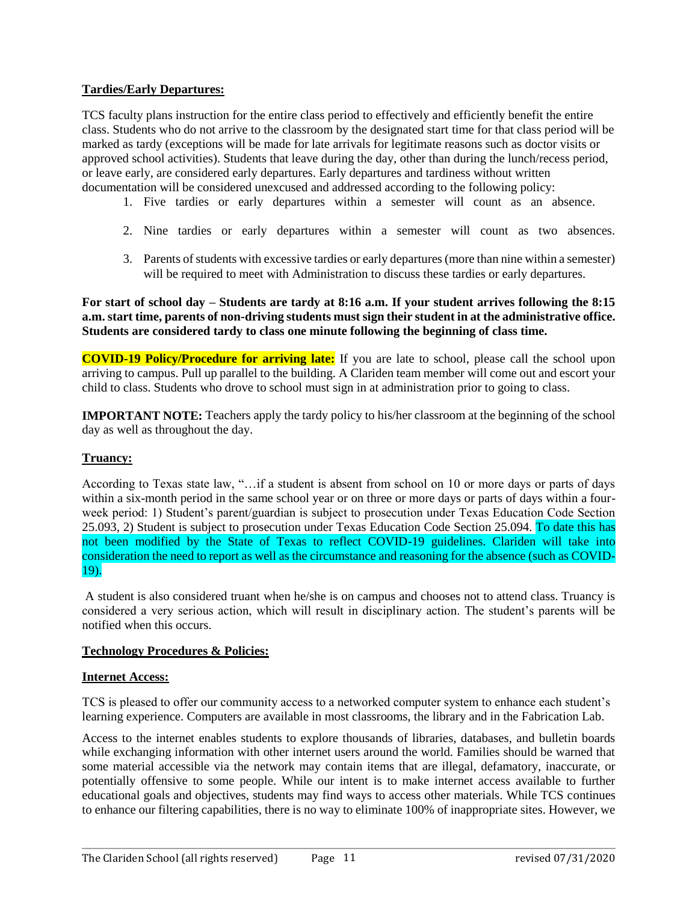**Tardies/Early Departures:**

TCS faculty plans instruction for the entire class period to effectively and efficiently benefit the entire class. Students who do not arrive to the classroom by the designated start time for that class period will be marked as tardy (exceptions will be made for late arrivals for legitimate reasons such as doctor visits or approved school activities). Students that leave during the day, other than during the lunch/recess period, or leave early, are considered early departures. Early departures and tardiness without written documentation will be considered unexcused and addressed according to the following policy:

1. Five tardies or early departures within a semester will count as an absence.
2. Nine tardies or early departures within a semester will count as two absences.
3. Parents of students with excessive tardies or early departures (more than nine within a semester) will be required to meet with Administration to discuss these tardies or early departures.

**For start of school day – Students are tardy at 8:16 a.m. If your student arrives following the 8:15 a.m. start time, parents of non-driving students must sign their student in at the administrative office. Students are considered tardy to class one minute following the beginning of class time.**

**COVID-19 Policy/Procedure for arriving late:** If you are late to school, please call the school upon arriving to campus. Pull up parallel to the building. A Clariden team member will come out and escort your child to class. Students who drove to school must sign in at administration prior to going to class.

**IMPORTANT NOTE:** Teachers apply the tardy policy to his/her classroom at the beginning of the school day as well as throughout the day.

**Truancy:**

According to Texas state law, "…if a student is absent from school on 10 or more days or parts of days within a six-month period in the same school year or on three or more days or parts of days within a four-week period: 1) Student's parent/guardian is subject to prosecution under Texas Education Code Section 25.093, 2) Student is subject to prosecution under Texas Education Code Section 25.094. To date this has not been modified by the State of Texas to reflect COVID-19 guidelines. Clariden will take into consideration the need to report as well as the circumstance and reasoning for the absence (such as COVID-19).

A student is also considered truant when he/she is on campus and chooses not to attend class. Truancy is considered a very serious action, which will result in disciplinary action. The student's parents will be notified when this occurs.

**Technology Procedures & Policies:**

**Internet Access:**

TCS is pleased to offer our community access to a networked computer system to enhance each student's learning experience. Computers are available in most classrooms, the library and in the Fabrication Lab.

Access to the internet enables students to explore thousands of libraries, databases, and bulletin boards while exchanging information with other internet users around the world. Families should be warned that some material accessible via the network may contain items that are illegal, defamatory, inaccurate, or potentially offensive to some people. While our intent is to make internet access available to further educational goals and objectives, students may find ways to access other materials. While TCS continues to enhance our filtering capabilities, there is no way to eliminate 100% of inappropriate sites. However, we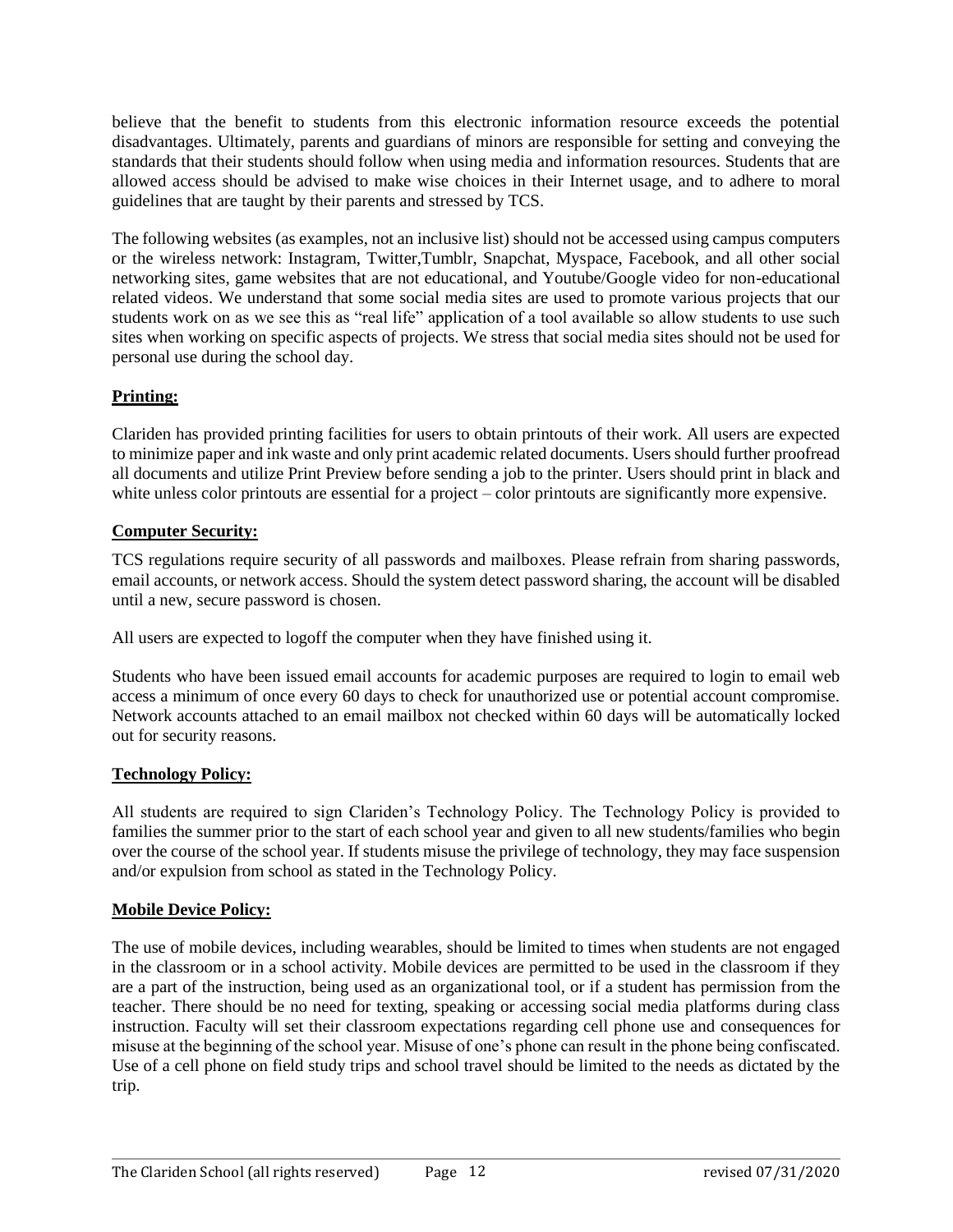believe that the benefit to students from this electronic information resource exceeds the potential disadvantages. Ultimately, parents and guardians of minors are responsible for setting and conveying the standards that their students should follow when using media and information resources. Students that are allowed access should be advised to make wise choices in their Internet usage, and to adhere to moral guidelines that are taught by their parents and stressed by TCS.

The following websites (as examples, not an inclusive list) should not be accessed using campus computers or the wireless network: Instagram, Twitter,Tumblr, Snapchat, Myspace, Facebook, and all other social networking sites, game websites that are not educational, and Youtube/Google video for non-educational related videos. We understand that some social media sites are used to promote various projects that our students work on as we see this as "real life" application of a tool available so allow students to use such sites when working on specific aspects of projects. We stress that social media sites should not be used for personal use during the school day.

**Printing:**

Clariden has provided printing facilities for users to obtain printouts of their work. All users are expected to minimize paper and ink waste and only print academic related documents. Users should further proofread all documents and utilize Print Preview before sending a job to the printer. Users should print in black and white unless color printouts are essential for a project – color printouts are significantly more expensive.

**Computer Security:**

TCS regulations require security of all passwords and mailboxes. Please refrain from sharing passwords, email accounts, or network access. Should the system detect password sharing, the account will be disabled until a new, secure password is chosen.

All users are expected to logoff the computer when they have finished using it.

Students who have been issued email accounts for academic purposes are required to login to email web access a minimum of once every 60 days to check for unauthorized use or potential account compromise. Network accounts attached to an email mailbox not checked within 60 days will be automatically locked out for security reasons.

**Technology Policy:**

All students are required to sign Clariden's Technology Policy. The Technology Policy is provided to families the summer prior to the start of each school year and given to all new students/families who begin over the course of the school year. If students misuse the privilege of technology, they may face suspension and/or expulsion from school as stated in the Technology Policy.

**Mobile Device Policy:**

The use of mobile devices, including wearables, should be limited to times when students are not engaged in the classroom or in a school activity. Mobile devices are permitted to be used in the classroom if they are a part of the instruction, being used as an organizational tool, or if a student has permission from the teacher. There should be no need for texting, speaking or accessing social media platforms during class instruction. Faculty will set their classroom expectations regarding cell phone use and consequences for misuse at the beginning of the school year. Misuse of one's phone can result in the phone being confiscated. Use of a cell phone on field study trips and school travel should be limited to the needs as dictated by the trip.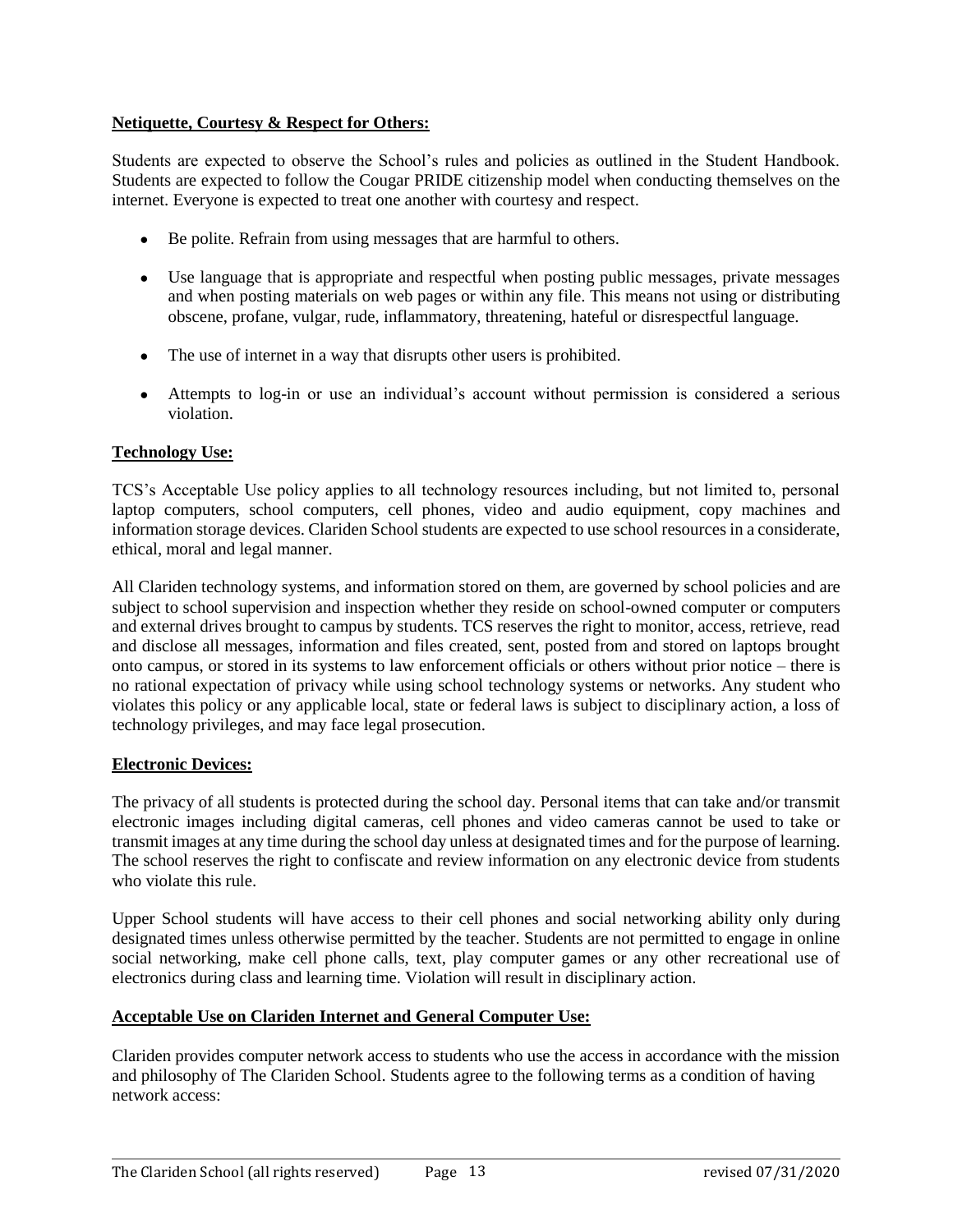**Netiquette, Courtesy & Respect for Others:**

Students are expected to observe the School's rules and policies as outlined in the Student Handbook. Students are expected to follow the Cougar PRIDE citizenship model when conducting themselves on the internet. Everyone is expected to treat one another with courtesy and respect.

- Be polite. Refrain from using messages that are harmful to others.
- Use language that is appropriate and respectful when posting public messages, private messages and when posting materials on web pages or within any file. This means not using or distributing obscene, profane, vulgar, rude, inflammatory, threatening, hateful or disrespectful language.
- The use of internet in a way that disrupts other users is prohibited.
- Attempts to log-in or use an individual's account without permission is considered a serious violation.

**Technology Use:**

TCS's Acceptable Use policy applies to all technology resources including, but not limited to, personal laptop computers, school computers, cell phones, video and audio equipment, copy machines and information storage devices. Clariden School students are expected to use school resources in a considerate, ethical, moral and legal manner.

All Clariden technology systems, and information stored on them, are governed by school policies and are subject to school supervision and inspection whether they reside on school-owned computer or computers and external drives brought to campus by students. TCS reserves the right to monitor, access, retrieve, read and disclose all messages, information and files created, sent, posted from and stored on laptops brought onto campus, or stored in its systems to law enforcement officials or others without prior notice – there is no rational expectation of privacy while using school technology systems or networks. Any student who violates this policy or any applicable local, state or federal laws is subject to disciplinary action, a loss of technology privileges, and may face legal prosecution.

**Electronic Devices:**

The privacy of all students is protected during the school day. Personal items that can take and/or transmit electronic images including digital cameras, cell phones and video cameras cannot be used to take or transmit images at any time during the school day unless at designated times and for the purpose of learning. The school reserves the right to confiscate and review information on any electronic device from students who violate this rule.

Upper School students will have access to their cell phones and social networking ability only during designated times unless otherwise permitted by the teacher. Students are not permitted to engage in online social networking, make cell phone calls, text, play computer games or any other recreational use of electronics during class and learning time. Violation will result in disciplinary action.

**Acceptable Use on Clariden Internet and General Computer Use:**

Clariden provides computer network access to students who use the access in accordance with the mission and philosophy of The Clariden School. Students agree to the following terms as a condition of having network access: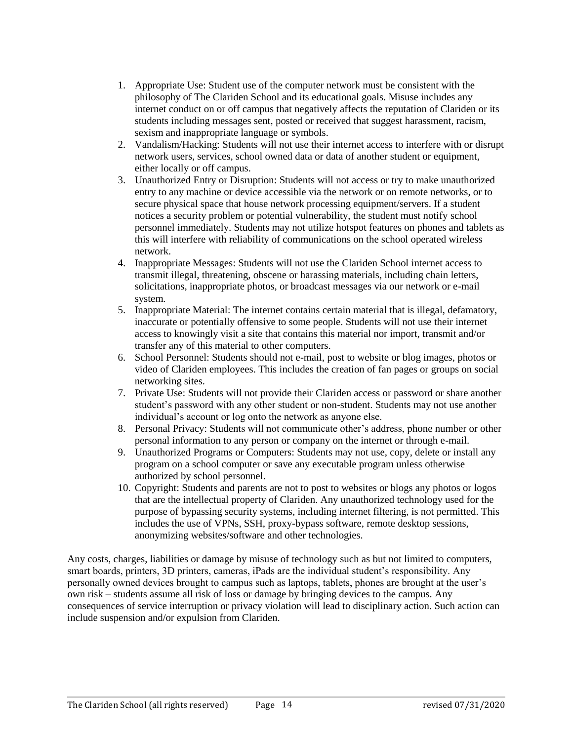1. Appropriate Use: Student use of the computer network must be consistent with the philosophy of The Clariden School and its educational goals. Misuse includes any internet conduct on or off campus that negatively affects the reputation of Clariden or its students including messages sent, posted or received that suggest harassment, racism, sexism and inappropriate language or symbols.
2. Vandalism/Hacking: Students will not use their internet access to interfere with or disrupt network users, services, school owned data or data of another student or equipment, either locally or off campus.
3. Unauthorized Entry or Disruption: Students will not access or try to make unauthorized entry to any machine or device accessible via the network or on remote networks, or to secure physical space that house network processing equipment/servers. If a student notices a security problem or potential vulnerability, the student must notify school personnel immediately. Students may not utilize hotspot features on phones and tablets as this will interfere with reliability of communications on the school operated wireless network.
4. Inappropriate Messages: Students will not use the Clariden School internet access to transmit illegal, threatening, obscene or harassing materials, including chain letters, solicitations, inappropriate photos, or broadcast messages via our network or e-mail system.
5. Inappropriate Material: The internet contains certain material that is illegal, defamatory, inaccurate or potentially offensive to some people. Students will not use their internet access to knowingly visit a site that contains this material nor import, transmit and/or transfer any of this material to other computers.
6. School Personnel: Students should not e-mail, post to website or blog images, photos or video of Clariden employees. This includes the creation of fan pages or groups on social networking sites.
7. Private Use: Students will not provide their Clariden access or password or share another student's password with any other student or non-student. Students may not use another individual's account or log onto the network as anyone else.
8. Personal Privacy: Students will not communicate other's address, phone number or other personal information to any person or company on the internet or through e-mail.
9. Unauthorized Programs or Computers: Students may not use, copy, delete or install any program on a school computer or save any executable program unless otherwise authorized by school personnel.
10. Copyright: Students and parents are not to post to websites or blogs any photos or logos that are the intellectual property of Clariden. Any unauthorized technology used for the purpose of bypassing security systems, including internet filtering, is not permitted. This includes the use of VPNs, SSH, proxy-bypass software, remote desktop sessions, anonymizing websites/software and other technologies.

Any costs, charges, liabilities or damage by misuse of technology such as but not limited to computers, smart boards, printers, 3D printers, cameras, iPads are the individual student's responsibility. Any personally owned devices brought to campus such as laptops, tablets, phones are brought at the user's own risk – students assume all risk of loss or damage by bringing devices to the campus. Any consequences of service interruption or privacy violation will lead to disciplinary action. Such action can include suspension and/or expulsion from Clariden.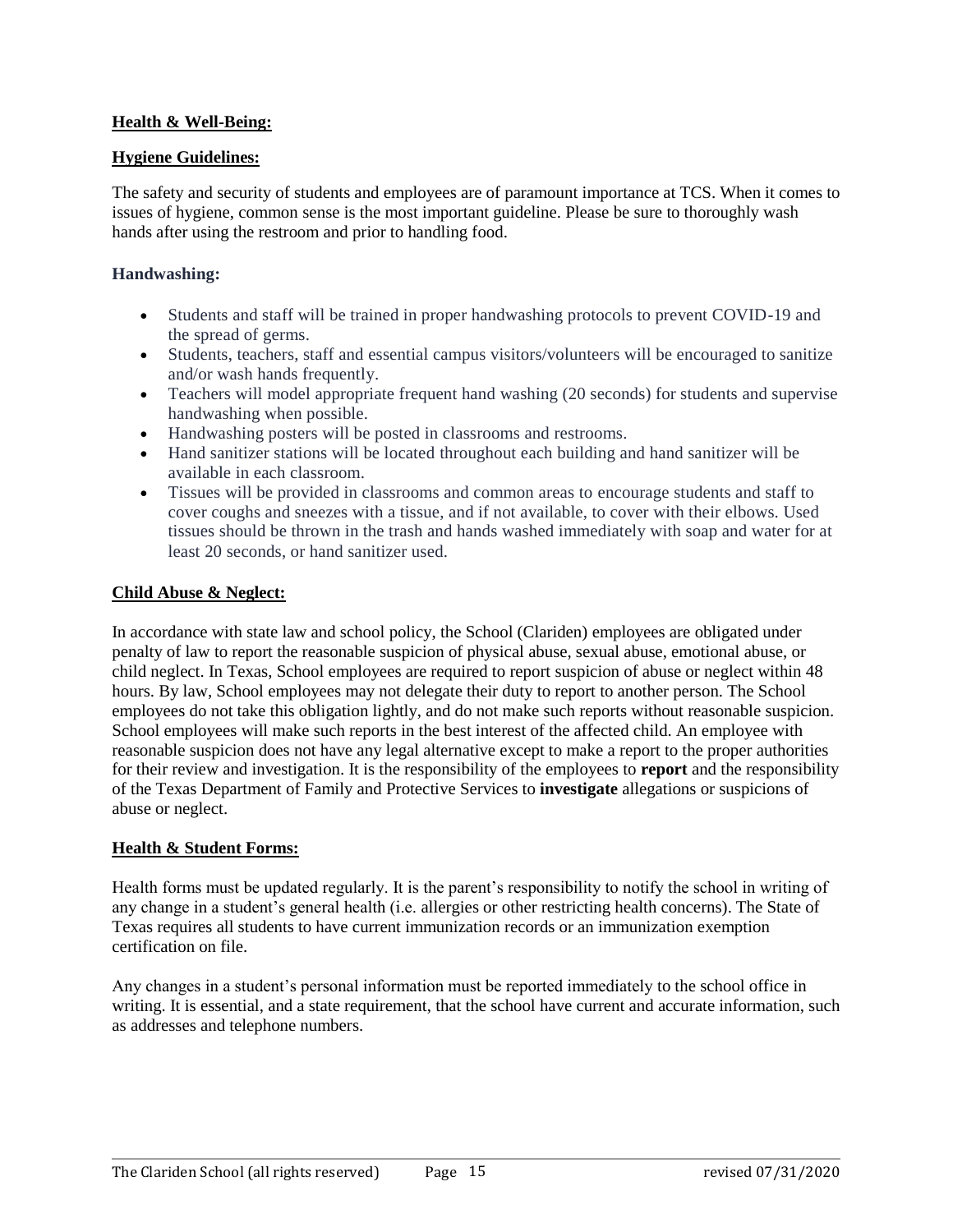**Health & Well-Being:**

**Hygiene Guidelines:**

The safety and security of students and employees are of paramount importance at TCS. When it comes to issues of hygiene, common sense is the most important guideline. Please be sure to thoroughly wash hands after using the restroom and prior to handling food.

**Handwashing:**

- Students and staff will be trained in proper handwashing protocols to prevent COVID-19 and the spread of germs.
- Students, teachers, staff and essential campus visitors/volunteers will be encouraged to sanitize and/or wash hands frequently.
- Teachers will model appropriate frequent hand washing (20 seconds) for students and supervise handwashing when possible.
- Handwashing posters will be posted in classrooms and restrooms.
- Hand sanitizer stations will be located throughout each building and hand sanitizer will be available in each classroom.
- Tissues will be provided in classrooms and common areas to encourage students and staff to cover coughs and sneezes with a tissue, and if not available, to cover with their elbows. Used tissues should be thrown in the trash and hands washed immediately with soap and water for at least 20 seconds, or hand sanitizer used.

**Child Abuse & Neglect:**

In accordance with state law and school policy, the School (Clariden) employees are obligated under penalty of law to report the reasonable suspicion of physical abuse, sexual abuse, emotional abuse, or child neglect. In Texas, School employees are required to report suspicion of abuse or neglect within 48 hours. By law, School employees may not delegate their duty to report to another person. The School employees do not take this obligation lightly, and do not make such reports without reasonable suspicion. School employees will make such reports in the best interest of the affected child. An employee with reasonable suspicion does not have any legal alternative except to make a report to the proper authorities for their review and investigation. It is the responsibility of the employees to **report** and the responsibility of the Texas Department of Family and Protective Services to **investigate** allegations or suspicions of abuse or neglect.

**Health & Student Forms:**

Health forms must be updated regularly. It is the parent's responsibility to notify the school in writing of any change in a student's general health (i.e. allergies or other restricting health concerns). The State of Texas requires all students to have current immunization records or an immunization exemption certification on file.

Any changes in a student's personal information must be reported immediately to the school office in writing. It is essential, and a state requirement, that the school have current and accurate information, such as addresses and telephone numbers.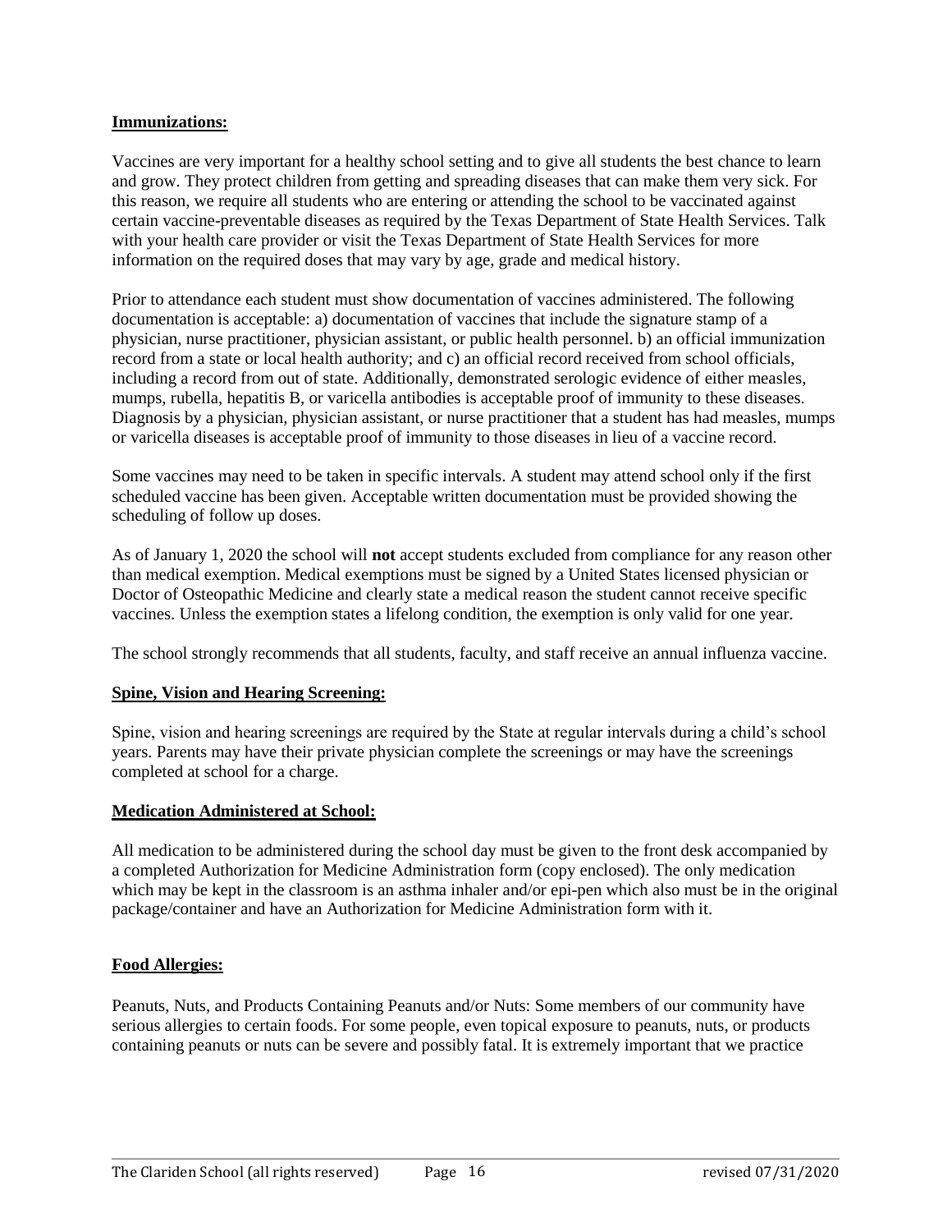**Immunizations:**

Vaccines are very important for a healthy school setting and to give all students the best chance to learn and grow. They protect children from getting and spreading diseases that can make them very sick. For this reason, we require all students who are entering or attending the school to be vaccinated against certain vaccine-preventable diseases as required by the Texas Department of State Health Services. Talk with your health care provider or visit the Texas Department of State Health Services for more information on the required doses that may vary by age, grade and medical history.

Prior to attendance each student must show documentation of vaccines administered. The following documentation is acceptable: a) documentation of vaccines that include the signature stamp of a physician, nurse practitioner, physician assistant, or public health personnel. b) an official immunization record from a state or local health authority; and c) an official record received from school officials, including a record from out of state. Additionally, demonstrated serologic evidence of either measles, mumps, rubella, hepatitis B, or varicella antibodies is acceptable proof of immunity to these diseases. Diagnosis by a physician, physician assistant, or nurse practitioner that a student has had measles, mumps or varicella diseases is acceptable proof of immunity to those diseases in lieu of a vaccine record.

Some vaccines may need to be taken in specific intervals. A student may attend school only if the first scheduled vaccine has been given. Acceptable written documentation must be provided showing the scheduling of follow up doses.

As of January 1, 2020 the school will **not** accept students excluded from compliance for any reason other than medical exemption. Medical exemptions must be signed by a United States licensed physician or Doctor of Osteopathic Medicine and clearly state a medical reason the student cannot receive specific vaccines. Unless the exemption states a lifelong condition, the exemption is only valid for one year.

The school strongly recommends that all students, faculty, and staff receive an annual influenza vaccine.

**Spine, Vision and Hearing Screening:**

Spine, vision and hearing screenings are required by the State at regular intervals during a child's school years. Parents may have their private physician complete the screenings or may have the screenings completed at school for a charge.

**Medication Administered at School:**

All medication to be administered during the school day must be given to the front desk accompanied by a completed Authorization for Medicine Administration form (copy enclosed). The only medication which may be kept in the classroom is an asthma inhaler and/or epi-pen which also must be in the original package/container and have an Authorization for Medicine Administration form with it.

**Food Allergies:**

Peanuts, Nuts, and Products Containing Peanuts and/or Nuts: Some members of our community have serious allergies to certain foods. For some people, even topical exposure to peanuts, nuts, or products containing peanuts or nuts can be severe and possibly fatal. It is extremely important that we practice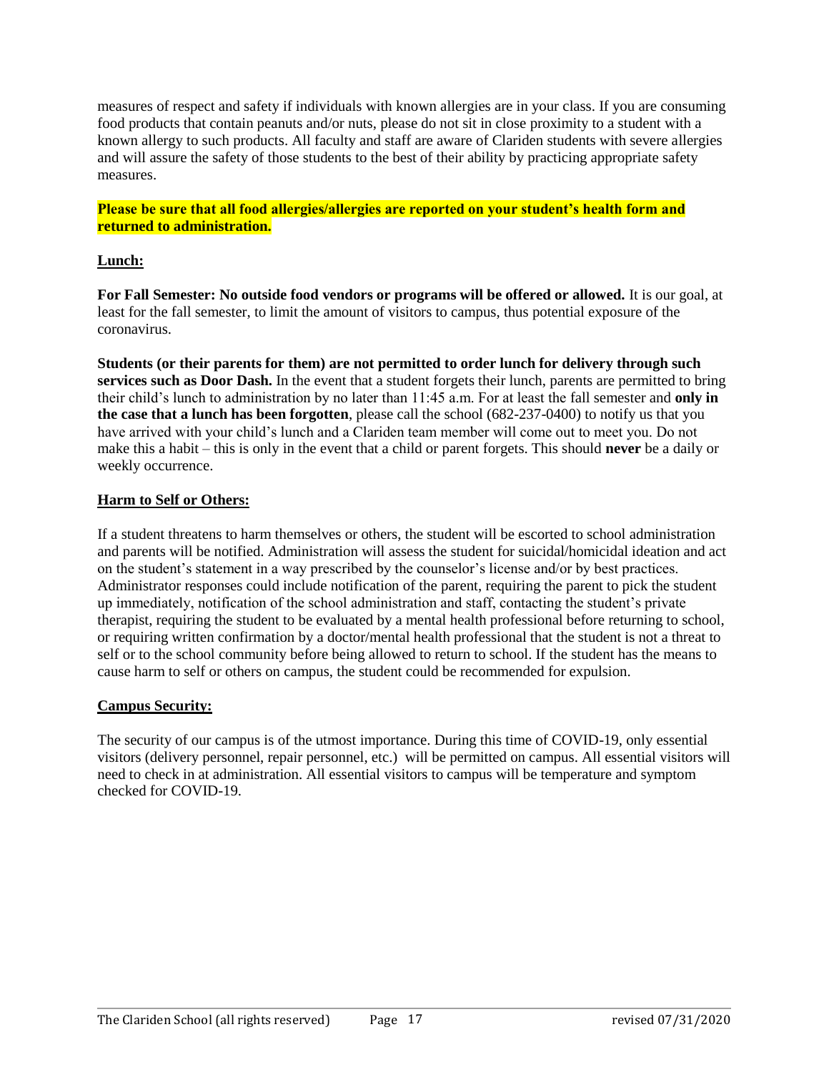measures of respect and safety if individuals with known allergies are in your class. If you are consuming food products that contain peanuts and/or nuts, please do not sit in close proximity to a student with a known allergy to such products. All faculty and staff are aware of Clariden students with severe allergies and will assure the safety of those students to the best of their ability by practicing appropriate safety measures.

**Please be sure that all food allergies/allergies are reported on your student's health form and returned to administration.**

### Lunch:

**For Fall Semester: No outside food vendors or programs will be offered or allowed.** It is our goal, at least for the fall semester, to limit the amount of visitors to campus, thus potential exposure of the coronavirus.

**Students (or their parents for them) are not permitted to order lunch for delivery through such services such as Door Dash.** In the event that a student forgets their lunch, parents are permitted to bring their child's lunch to administration by no later than 11:45 a.m. For at least the fall semester and **only in the case that a lunch has been forgotten**, please call the school (682-237-0400) to notify us that you have arrived with your child's lunch and a Clariden team member will come out to meet you. Do not make this a habit – this is only in the event that a child or parent forgets. This should **never** be a daily or weekly occurrence.

### Harm to Self or Others:

If a student threatens to harm themselves or others, the student will be escorted to school administration and parents will be notified. Administration will assess the student for suicidal/homicidal ideation and act on the student's statement in a way prescribed by the counselor's license and/or by best practices. Administrator responses could include notification of the parent, requiring the parent to pick the student up immediately, notification of the school administration and staff, contacting the student's private therapist, requiring the student to be evaluated by a mental health professional before returning to school, or requiring written confirmation by a doctor/mental health professional that the student is not a threat to self or to the school community before being allowed to return to school. If the student has the means to cause harm to self or others on campus, the student could be recommended for expulsion.

### Campus Security:

The security of our campus is of the utmost importance. During this time of COVID-19, only essential visitors (delivery personnel, repair personnel, etc.) will be permitted on campus. All essential visitors will need to check in at administration. All essential visitors to campus will be temperature and symptom checked for COVID-19.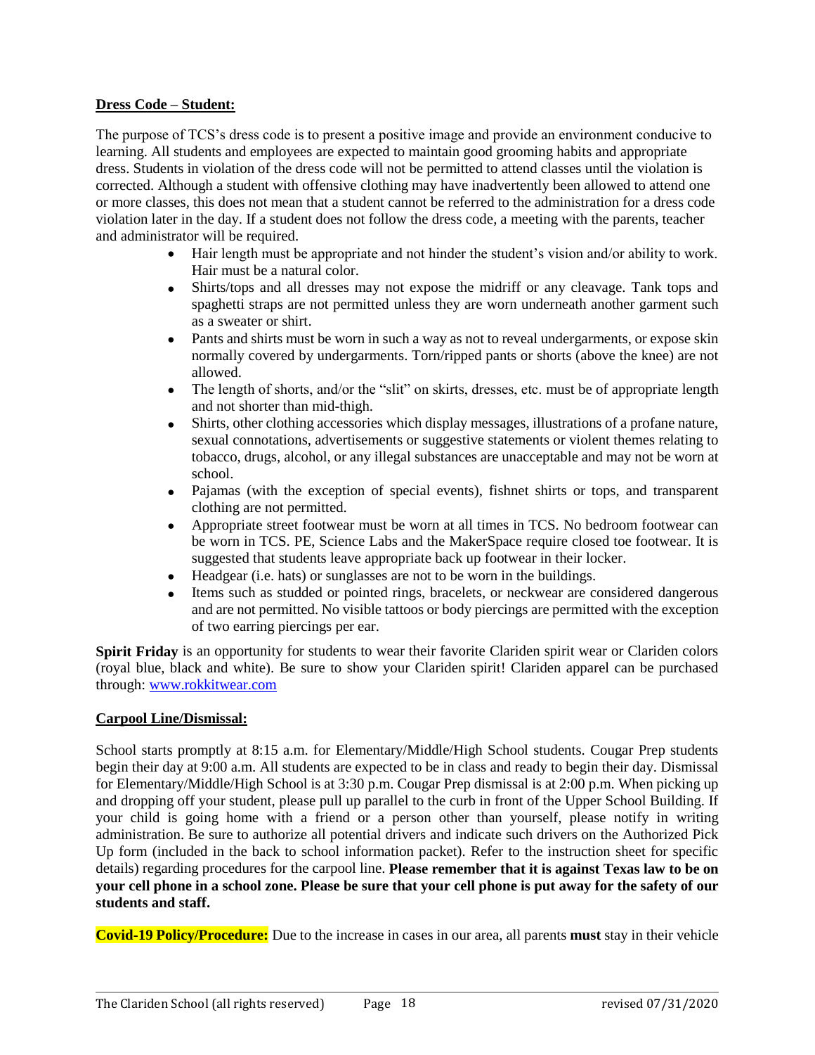**<u>Dress Code – Student:</u>**

The purpose of TCS's dress code is to present a positive image and provide an environment conducive to learning. All students and employees are expected to maintain good grooming habits and appropriate dress. Students in violation of the dress code will not be permitted to attend classes until the violation is corrected. Although a student with offensive clothing may have inadvertently been allowed to attend one or more classes, this does not mean that a student cannot be referred to the administration for a dress code violation later in the day. If a student does not follow the dress code, a meeting with the parents, teacher and administrator will be required.

- Hair length must be appropriate and not hinder the student's vision and/or ability to work. Hair must be a natural color.
- Shirts/tops and all dresses may not expose the midriff or any cleavage. Tank tops and spaghetti straps are not permitted unless they are worn underneath another garment such as a sweater or shirt.
- Pants and shirts must be worn in such a way as not to reveal undergarments, or expose skin normally covered by undergarments. Torn/ripped pants or shorts (above the knee) are not allowed.
- The length of shorts, and/or the "slit" on skirts, dresses, etc. must be of appropriate length and not shorter than mid-thigh.
- Shirts, other clothing accessories which display messages, illustrations of a profane nature, sexual connotations, advertisements or suggestive statements or violent themes relating to tobacco, drugs, alcohol, or any illegal substances are unacceptable and may not be worn at school.
- Pajamas (with the exception of special events), fishnet shirts or tops, and transparent clothing are not permitted.
- Appropriate street footwear must be worn at all times in TCS. No bedroom footwear can be worn in TCS. PE, Science Labs and the MakerSpace require closed toe footwear. It is suggested that students leave appropriate back up footwear in their locker.
- Headgear (i.e. hats) or sunglasses are not to be worn in the buildings.
- Items such as studded or pointed rings, bracelets, or neckwear are considered dangerous and are not permitted. No visible tattoos or body piercings are permitted with the exception of two earring piercings per ear.

**Spirit Friday** is an opportunity for students to wear their favorite Clariden spirit wear or Clariden colors (royal blue, black and white). Be sure to show your Clariden spirit! Clariden apparel can be purchased through: www.rokkitwear.com

**<u>Carpool Line/Dismissal:</u>**

School starts promptly at 8:15 a.m. for Elementary/Middle/High School students. Cougar Prep students begin their day at 9:00 a.m. All students are expected to be in class and ready to begin their day. Dismissal for Elementary/Middle/High School is at 3:30 p.m. Cougar Prep dismissal is at 2:00 p.m. When picking up and dropping off your student, please pull up parallel to the curb in front of the Upper School Building. If your child is going home with a friend or a person other than yourself, please notify in writing administration. Be sure to authorize all potential drivers and indicate such drivers on the Authorized Pick Up form (included in the back to school information packet). Refer to the instruction sheet for specific details) regarding procedures for the carpool line. **Please remember that it is against Texas law to be on your cell phone in a school zone. Please be sure that your cell phone is put away for the safety of our students and staff.**

**Covid-19 Policy/Procedure:** Due to the increase in cases in our area, all parents **must** stay in their vehicle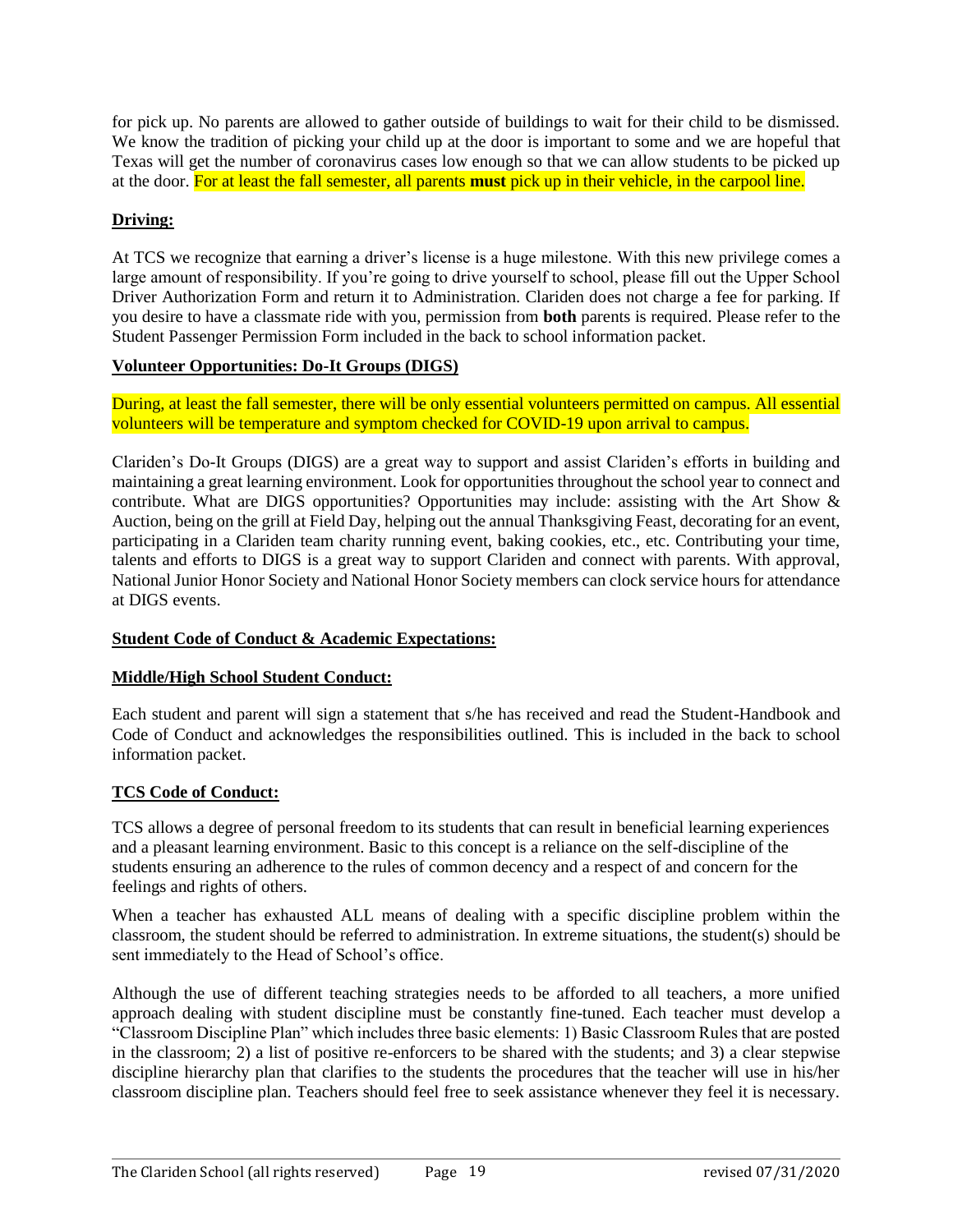for pick up. No parents are allowed to gather outside of buildings to wait for their child to be dismissed. We know the tradition of picking your child up at the door is important to some and we are hopeful that Texas will get the number of coronavirus cases low enough so that we can allow students to be picked up at the door. For at least the fall semester, all parents **must** pick up in their vehicle, in the carpool line.

## Driving:

At TCS we recognize that earning a driver's license is a huge milestone. With this new privilege comes a large amount of responsibility. If you're going to drive yourself to school, please fill out the Upper School Driver Authorization Form and return it to Administration. Clariden does not charge a fee for parking. If you desire to have a classmate ride with you, permission from **both** parents is required. Please refer to the Student Passenger Permission Form included in the back to school information packet.

## Volunteer Opportunities: Do-It Groups (DIGS)

During, at least the fall semester, there will be only essential volunteers permitted on campus. All essential volunteers will be temperature and symptom checked for COVID-19 upon arrival to campus.

Clariden's Do-It Groups (DIGS) are a great way to support and assist Clariden's efforts in building and maintaining a great learning environment. Look for opportunities throughout the school year to connect and contribute. What are DIGS opportunities? Opportunities may include: assisting with the Art Show & Auction, being on the grill at Field Day, helping out the annual Thanksgiving Feast, decorating for an event, participating in a Clariden team charity running event, baking cookies, etc., etc. Contributing your time, talents and efforts to DIGS is a great way to support Clariden and connect with parents. With approval, National Junior Honor Society and National Honor Society members can clock service hours for attendance at DIGS events.

## Student Code of Conduct & Academic Expectations:

## Middle/High School Student Conduct:

Each student and parent will sign a statement that s/he has received and read the Student-Handbook and Code of Conduct and acknowledges the responsibilities outlined. This is included in the back to school information packet.

## TCS Code of Conduct:

TCS allows a degree of personal freedom to its students that can result in beneficial learning experiences and a pleasant learning environment. Basic to this concept is a reliance on the self-discipline of the students ensuring an adherence to the rules of common decency and a respect of and concern for the feelings and rights of others.

When a teacher has exhausted ALL means of dealing with a specific discipline problem within the classroom, the student should be referred to administration. In extreme situations, the student(s) should be sent immediately to the Head of School's office.

Although the use of different teaching strategies needs to be afforded to all teachers, a more unified approach dealing with student discipline must be constantly fine-tuned. Each teacher must develop a "Classroom Discipline Plan" which includes three basic elements: 1) Basic Classroom Rules that are posted in the classroom; 2) a list of positive re-enforcers to be shared with the students; and 3) a clear stepwise discipline hierarchy plan that clarifies to the students the procedures that the teacher will use in his/her classroom discipline plan. Teachers should feel free to seek assistance whenever they feel it is necessary.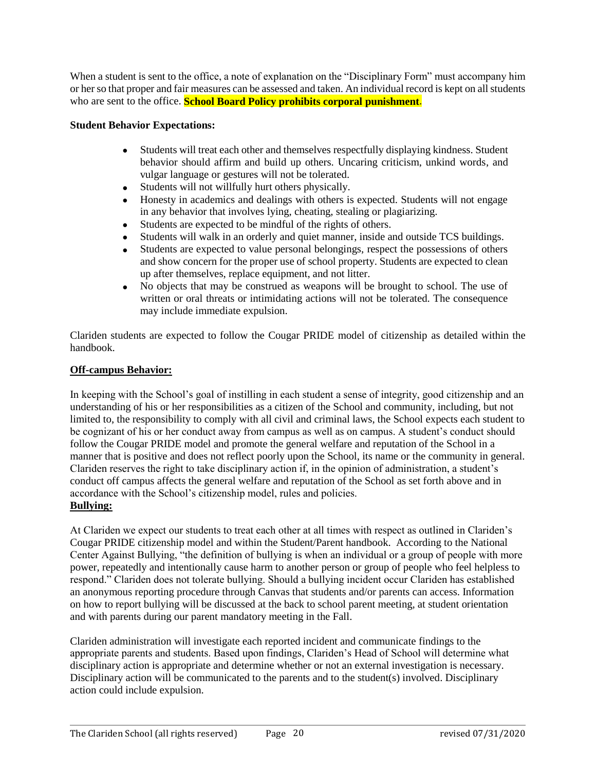When a student is sent to the office, a note of explanation on the "Disciplinary Form" must accompany him or her so that proper and fair measures can be assessed and taken. An individual record is kept on all students who are sent to the office. **School Board Policy prohibits corporal punishment**.

**Student Behavior Expectations:**

- Students will treat each other and themselves respectfully displaying kindness. Student behavior should affirm and build up others. Uncaring criticism, unkind words, and vulgar language or gestures will not be tolerated.
- Students will not willfully hurt others physically.
- Honesty in academics and dealings with others is expected. Students will not engage in any behavior that involves lying, cheating, stealing or plagiarizing.
- Students are expected to be mindful of the rights of others.
- Students will walk in an orderly and quiet manner, inside and outside TCS buildings.
- Students are expected to value personal belongings, respect the possessions of others and show concern for the proper use of school property. Students are expected to clean up after themselves, replace equipment, and not litter.
- No objects that may be construed as weapons will be brought to school. The use of written or oral threats or intimidating actions will not be tolerated. The consequence may include immediate expulsion.

Clariden students are expected to follow the Cougar PRIDE model of citizenship as detailed within the handbook.

**Off-campus Behavior:**

In keeping with the School's goal of instilling in each student a sense of integrity, good citizenship and an understanding of his or her responsibilities as a citizen of the School and community, including, but not limited to, the responsibility to comply with all civil and criminal laws, the School expects each student to be cognizant of his or her conduct away from campus as well as on campus. A student's conduct should follow the Cougar PRIDE model and promote the general welfare and reputation of the School in a manner that is positive and does not reflect poorly upon the School, its name or the community in general. Clariden reserves the right to take disciplinary action if, in the opinion of administration, a student's conduct off campus affects the general welfare and reputation of the School as set forth above and in accordance with the School's citizenship model, rules and policies.

**Bullying:**

At Clariden we expect our students to treat each other at all times with respect as outlined in Clariden's Cougar PRIDE citizenship model and within the Student/Parent handbook. According to the National Center Against Bullying, "the definition of bullying is when an individual or a group of people with more power, repeatedly and intentionally cause harm to another person or group of people who feel helpless to respond." Clariden does not tolerate bullying. Should a bullying incident occur Clariden has established an anonymous reporting procedure through Canvas that students and/or parents can access. Information on how to report bullying will be discussed at the back to school parent meeting, at student orientation and with parents during our parent mandatory meeting in the Fall.

Clariden administration will investigate each reported incident and communicate findings to the appropriate parents and students. Based upon findings, Clariden's Head of School will determine what disciplinary action is appropriate and determine whether or not an external investigation is necessary. Disciplinary action will be communicated to the parents and to the student(s) involved. Disciplinary action could include expulsion.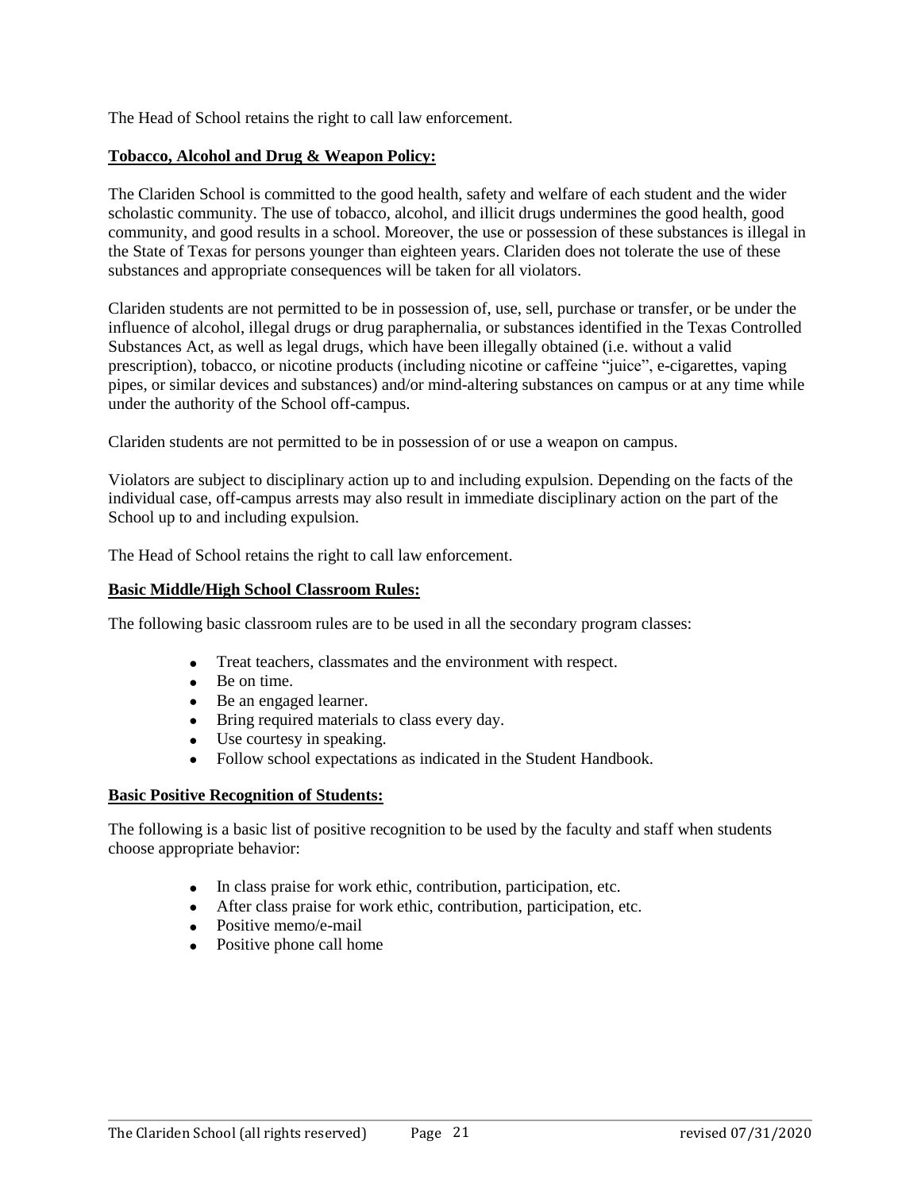The Head of School retains the right to call law enforcement.

**Tobacco, Alcohol and Drug & Weapon Policy:**

The Clariden School is committed to the good health, safety and welfare of each student and the wider scholastic community. The use of tobacco, alcohol, and illicit drugs undermines the good health, good community, and good results in a school. Moreover, the use or possession of these substances is illegal in the State of Texas for persons younger than eighteen years. Clariden does not tolerate the use of these substances and appropriate consequences will be taken for all violators.

Clariden students are not permitted to be in possession of, use, sell, purchase or transfer, or be under the influence of alcohol, illegal drugs or drug paraphernalia, or substances identified in the Texas Controlled Substances Act, as well as legal drugs, which have been illegally obtained (i.e. without a valid prescription), tobacco, or nicotine products (including nicotine or caffeine "juice", e-cigarettes, vaping pipes, or similar devices and substances) and/or mind-altering substances on campus or at any time while under the authority of the School off-campus.

Clariden students are not permitted to be in possession of or use a weapon on campus.

Violators are subject to disciplinary action up to and including expulsion. Depending on the facts of the individual case, off-campus arrests may also result in immediate disciplinary action on the part of the School up to and including expulsion.

The Head of School retains the right to call law enforcement.

**Basic Middle/High School Classroom Rules:**

The following basic classroom rules are to be used in all the secondary program classes:

- Treat teachers, classmates and the environment with respect.
- Be on time.
- Be an engaged learner.
- Bring required materials to class every day.
- Use courtesy in speaking.
- Follow school expectations as indicated in the Student Handbook.

**Basic Positive Recognition of Students:**

The following is a basic list of positive recognition to be used by the faculty and staff when students choose appropriate behavior:

- In class praise for work ethic, contribution, participation, etc.
- After class praise for work ethic, contribution, participation, etc.
- Positive memo/e-mail
- Positive phone call home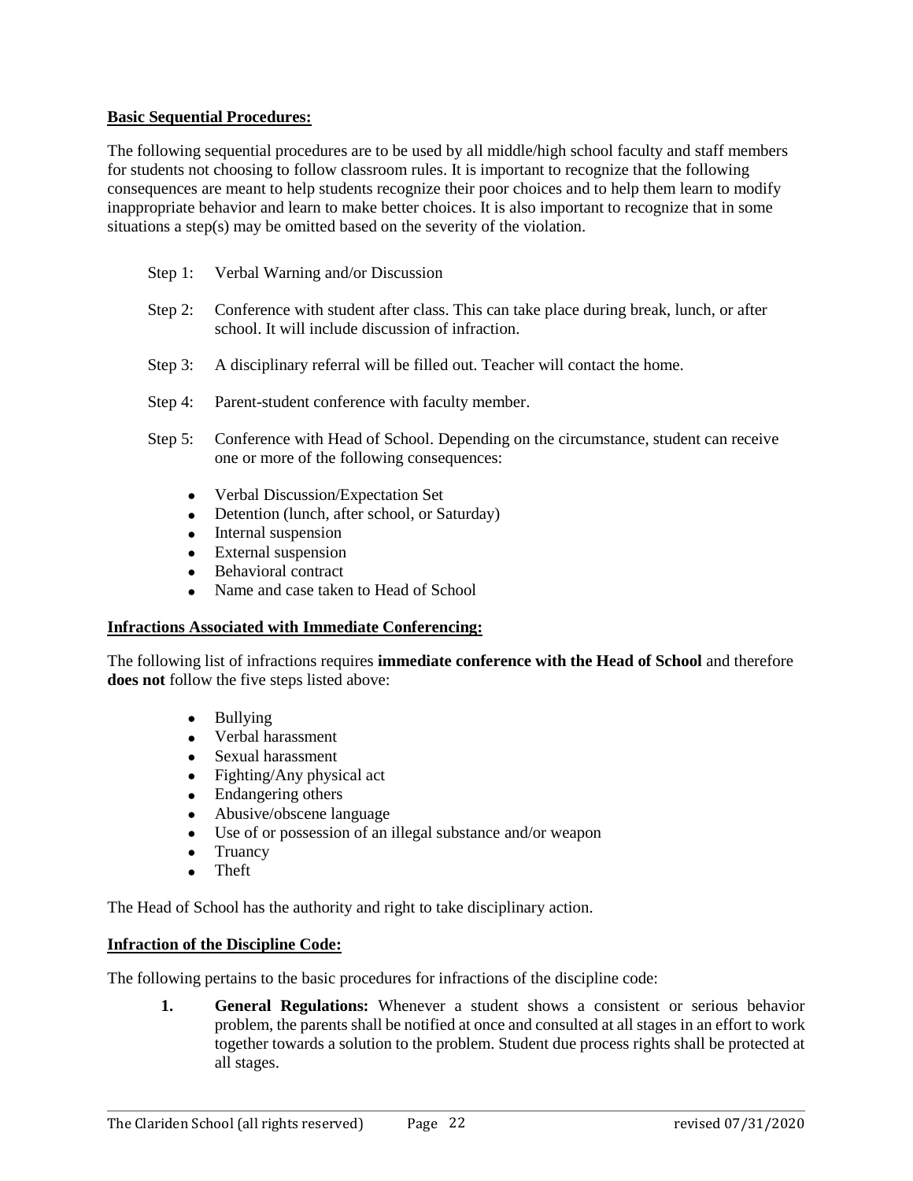**Basic Sequential Procedures:**

The following sequential procedures are to be used by all middle/high school faculty and staff members for students not choosing to follow classroom rules. It is important to recognize that the following consequences are meant to help students recognize their poor choices and to help them learn to modify inappropriate behavior and learn to make better choices. It is also important to recognize that in some situations a step(s) may be omitted based on the severity of the violation.

Step 1: Verbal Warning and/or Discussion

Step 2: Conference with student after class. This can take place during break, lunch, or after school. It will include discussion of infraction.

Step 3: A disciplinary referral will be filled out. Teacher will contact the home.

Step 4: Parent-student conference with faculty member.

Step 5: Conference with Head of School. Depending on the circumstance, student can receive one or more of the following consequences:

- Verbal Discussion/Expectation Set
- Detention (lunch, after school, or Saturday)
- Internal suspension
- External suspension
- Behavioral contract
- Name and case taken to Head of School

**Infractions Associated with Immediate Conferencing:**

The following list of infractions requires **immediate conference with the Head of School** and therefore **does not** follow the five steps listed above:

- Bullying
- Verbal harassment
- Sexual harassment
- Fighting/Any physical act
- Endangering others
- Abusive/obscene language
- Use of or possession of an illegal substance and/or weapon
- Truancy
- Theft

The Head of School has the authority and right to take disciplinary action.

**Infraction of the Discipline Code:**

The following pertains to the basic procedures for infractions of the discipline code:

1. **General Regulations:** Whenever a student shows a consistent or serious behavior problem, the parents shall be notified at once and consulted at all stages in an effort to work together towards a solution to the problem. Student due process rights shall be protected at all stages.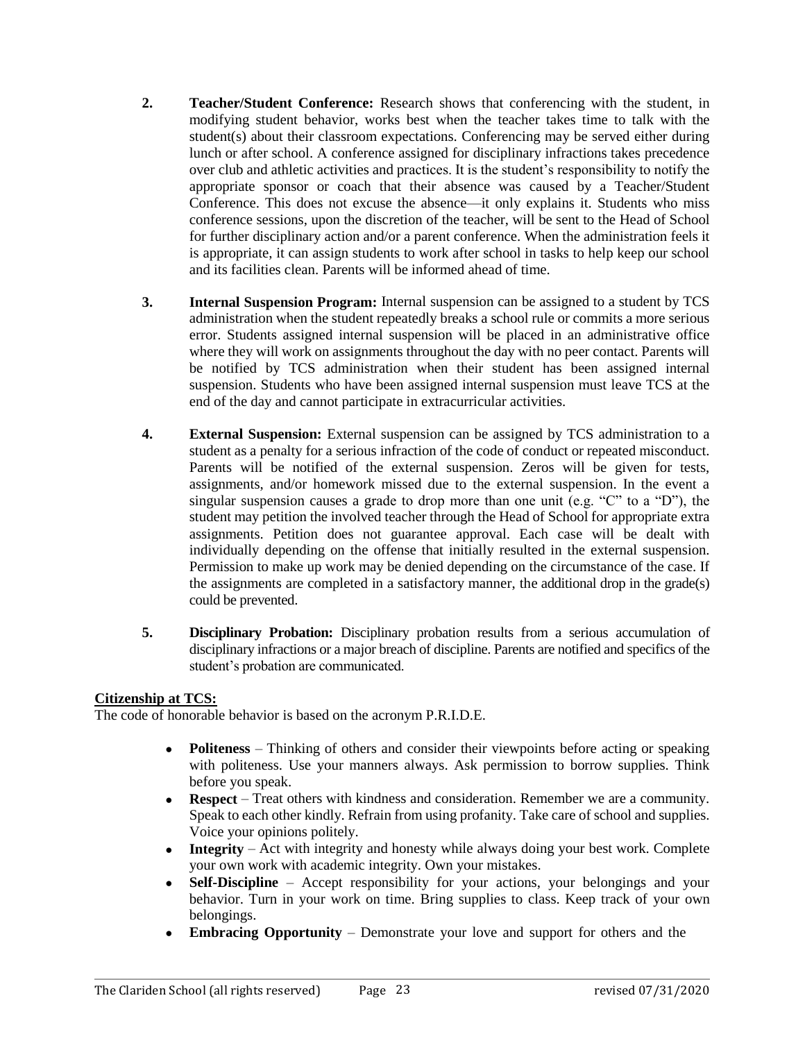2. **Teacher/Student Conference:** Research shows that conferencing with the student, in modifying student behavior, works best when the teacher takes time to talk with the student(s) about their classroom expectations. Conferencing may be served either during lunch or after school. A conference assigned for disciplinary infractions takes precedence over club and athletic activities and practices. It is the student's responsibility to notify the appropriate sponsor or coach that their absence was caused by a Teacher/Student Conference. This does not excuse the absence—it only explains it. Students who miss conference sessions, upon the discretion of the teacher, will be sent to the Head of School for further disciplinary action and/or a parent conference. When the administration feels it is appropriate, it can assign students to work after school in tasks to help keep our school and its facilities clean. Parents will be informed ahead of time.

3. **Internal Suspension Program:** Internal suspension can be assigned to a student by TCS administration when the student repeatedly breaks a school rule or commits a more serious error. Students assigned internal suspension will be placed in an administrative office where they will work on assignments throughout the day with no peer contact. Parents will be notified by TCS administration when their student has been assigned internal suspension. Students who have been assigned internal suspension must leave TCS at the end of the day and cannot participate in extracurricular activities.

4. **External Suspension:** External suspension can be assigned by TCS administration to a student as a penalty for a serious infraction of the code of conduct or repeated misconduct. Parents will be notified of the external suspension. Zeros will be given for tests, assignments, and/or homework missed due to the external suspension. In the event a singular suspension causes a grade to drop more than one unit (e.g. "C" to a "D"), the student may petition the involved teacher through the Head of School for appropriate extra assignments. Petition does not guarantee approval. Each case will be dealt with individually depending on the offense that initially resulted in the external suspension. Permission to make up work may be denied depending on the circumstance of the case. If the assignments are completed in a satisfactory manner, the additional drop in the grade(s) could be prevented.

5. **Disciplinary Probation:** Disciplinary probation results from a serious accumulation of disciplinary infractions or a major breach of discipline. Parents are notified and specifics of the student's probation are communicated.

**Citizenship at TCS:**

The code of honorable behavior is based on the acronym P.R.I.D.E.

- **Politeness** – Thinking of others and consider their viewpoints before acting or speaking with politeness. Use your manners always. Ask permission to borrow supplies. Think before you speak.
- **Respect** – Treat others with kindness and consideration. Remember we are a community. Speak to each other kindly. Refrain from using profanity. Take care of school and supplies. Voice your opinions politely.
- **Integrity** – Act with integrity and honesty while always doing your best work. Complete your own work with academic integrity. Own your mistakes.
- **Self-Discipline** – Accept responsibility for your actions, your belongings and your behavior. Turn in your work on time. Bring supplies to class. Keep track of your own belongings.
- **Embracing Opportunity** – Demonstrate your love and support for others and the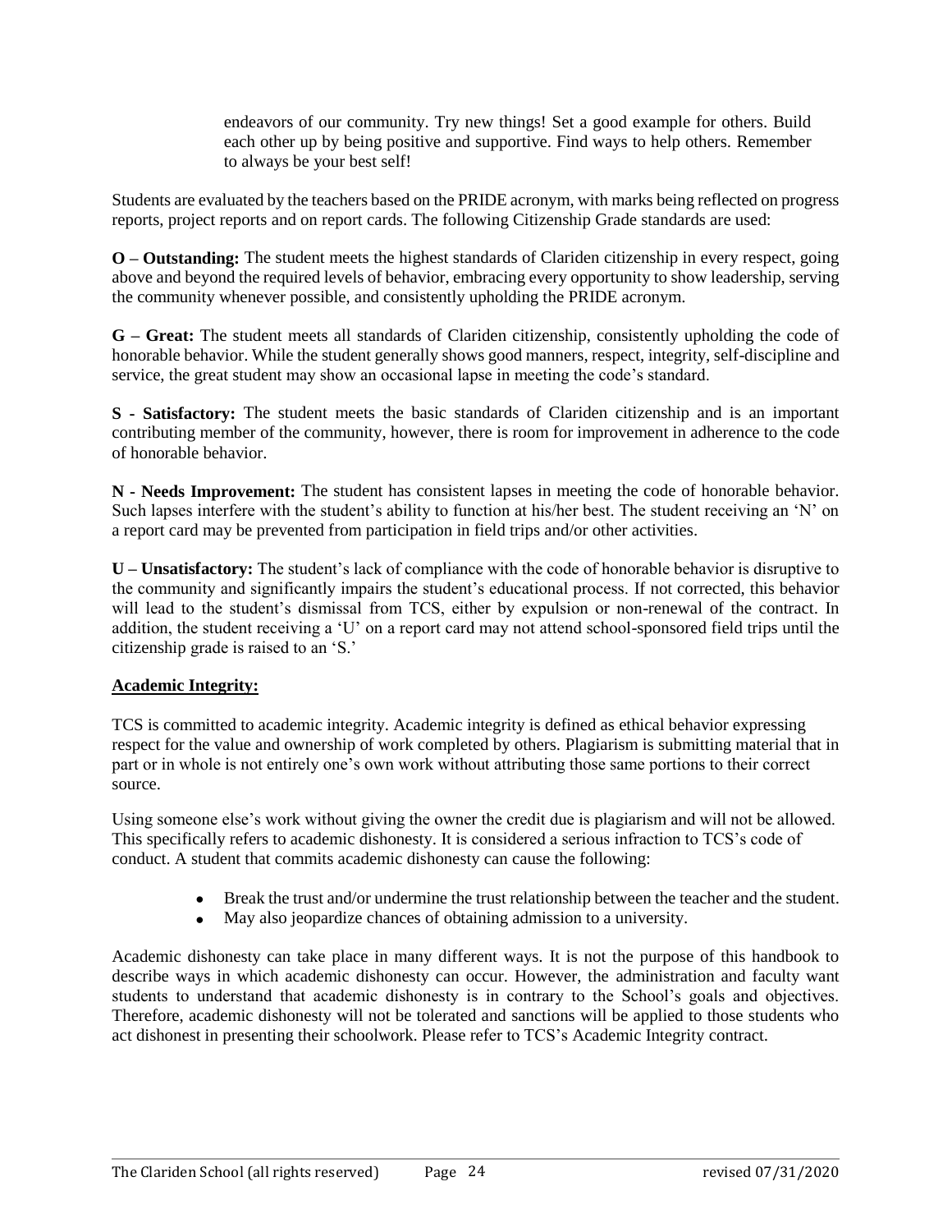endeavors of our community. Try new things! Set a good example for others. Build each other up by being positive and supportive. Find ways to help others. Remember to always be your best self!

Students are evaluated by the teachers based on the PRIDE acronym, with marks being reflected on progress reports, project reports and on report cards. The following Citizenship Grade standards are used:

**O – Outstanding:** The student meets the highest standards of Clariden citizenship in every respect, going above and beyond the required levels of behavior, embracing every opportunity to show leadership, serving the community whenever possible, and consistently upholding the PRIDE acronym.

**G – Great:** The student meets all standards of Clariden citizenship, consistently upholding the code of honorable behavior. While the student generally shows good manners, respect, integrity, self-discipline and service, the great student may show an occasional lapse in meeting the code's standard.

**S - Satisfactory:** The student meets the basic standards of Clariden citizenship and is an important contributing member of the community, however, there is room for improvement in adherence to the code of honorable behavior.

**N - Needs Improvement:** The student has consistent lapses in meeting the code of honorable behavior. Such lapses interfere with the student's ability to function at his/her best. The student receiving an 'N' on a report card may be prevented from participation in field trips and/or other activities.

**U – Unsatisfactory:** The student's lack of compliance with the code of honorable behavior is disruptive to the community and significantly impairs the student's educational process. If not corrected, this behavior will lead to the student's dismissal from TCS, either by expulsion or non-renewal of the contract. In addition, the student receiving a 'U' on a report card may not attend school-sponsored field trips until the citizenship grade is raised to an 'S.'

**Academic Integrity:**

TCS is committed to academic integrity. Academic integrity is defined as ethical behavior expressing respect for the value and ownership of work completed by others. Plagiarism is submitting material that in part or in whole is not entirely one's own work without attributing those same portions to their correct source.

Using someone else's work without giving the owner the credit due is plagiarism and will not be allowed. This specifically refers to academic dishonesty. It is considered a serious infraction to TCS's code of conduct. A student that commits academic dishonesty can cause the following:

- Break the trust and/or undermine the trust relationship between the teacher and the student.
- May also jeopardize chances of obtaining admission to a university.

Academic dishonesty can take place in many different ways. It is not the purpose of this handbook to describe ways in which academic dishonesty can occur. However, the administration and faculty want students to understand that academic dishonesty is in contrary to the School's goals and objectives. Therefore, academic dishonesty will not be tolerated and sanctions will be applied to those students who act dishonest in presenting their schoolwork. Please refer to TCS's Academic Integrity contract.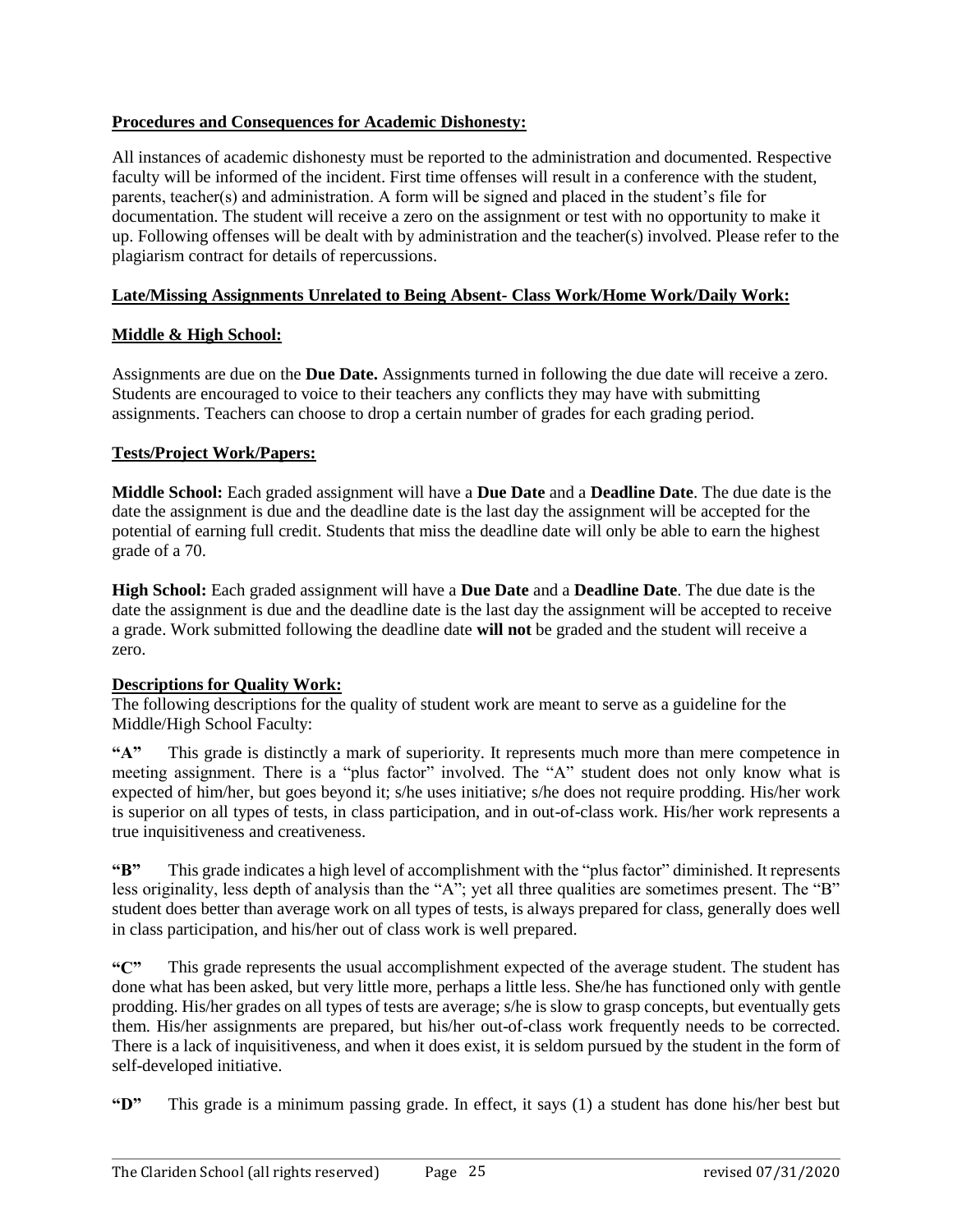**Procedures and Consequences for Academic Dishonesty:**

All instances of academic dishonesty must be reported to the administration and documented. Respective faculty will be informed of the incident. First time offenses will result in a conference with the student, parents, teacher(s) and administration. A form will be signed and placed in the student's file for documentation. The student will receive a zero on the assignment or test with no opportunity to make it up. Following offenses will be dealt with by administration and the teacher(s) involved. Please refer to the plagiarism contract for details of repercussions.

**Late/Missing Assignments Unrelated to Being Absent- Class Work/Home Work/Daily Work:**

**Middle & High School:**

Assignments are due on the **Due Date.** Assignments turned in following the due date will receive a zero. Students are encouraged to voice to their teachers any conflicts they may have with submitting assignments. Teachers can choose to drop a certain number of grades for each grading period.

**Tests/Project Work/Papers:**

**Middle School:** Each graded assignment will have a **Due Date** and a **Deadline Date**. The due date is the date the assignment is due and the deadline date is the last day the assignment will be accepted for the potential of earning full credit. Students that miss the deadline date will only be able to earn the highest grade of a 70.

**High School:** Each graded assignment will have a **Due Date** and a **Deadline Date**. The due date is the date the assignment is due and the deadline date is the last day the assignment will be accepted to receive a grade. Work submitted following the deadline date **will not** be graded and the student will receive a zero.

**Descriptions for Quality Work:**

The following descriptions for the quality of student work are meant to serve as a guideline for the Middle/High School Faculty:

**"A"** This grade is distinctly a mark of superiority. It represents much more than mere competence in meeting assignment. There is a "plus factor" involved. The "A" student does not only know what is expected of him/her, but goes beyond it; s/he uses initiative; s/he does not require prodding. His/her work is superior on all types of tests, in class participation, and in out-of-class work. His/her work represents a true inquisitiveness and creativeness.

**"B"** This grade indicates a high level of accomplishment with the "plus factor" diminished. It represents less originality, less depth of analysis than the "A"; yet all three qualities are sometimes present. The "B" student does better than average work on all types of tests, is always prepared for class, generally does well in class participation, and his/her out of class work is well prepared.

**"C"** This grade represents the usual accomplishment expected of the average student. The student has done what has been asked, but very little more, perhaps a little less. She/he has functioned only with gentle prodding. His/her grades on all types of tests are average; s/he is slow to grasp concepts, but eventually gets them. His/her assignments are prepared, but his/her out-of-class work frequently needs to be corrected. There is a lack of inquisitiveness, and when it does exist, it is seldom pursued by the student in the form of self-developed initiative.

**"D"** This grade is a minimum passing grade. In effect, it says (1) a student has done his/her best but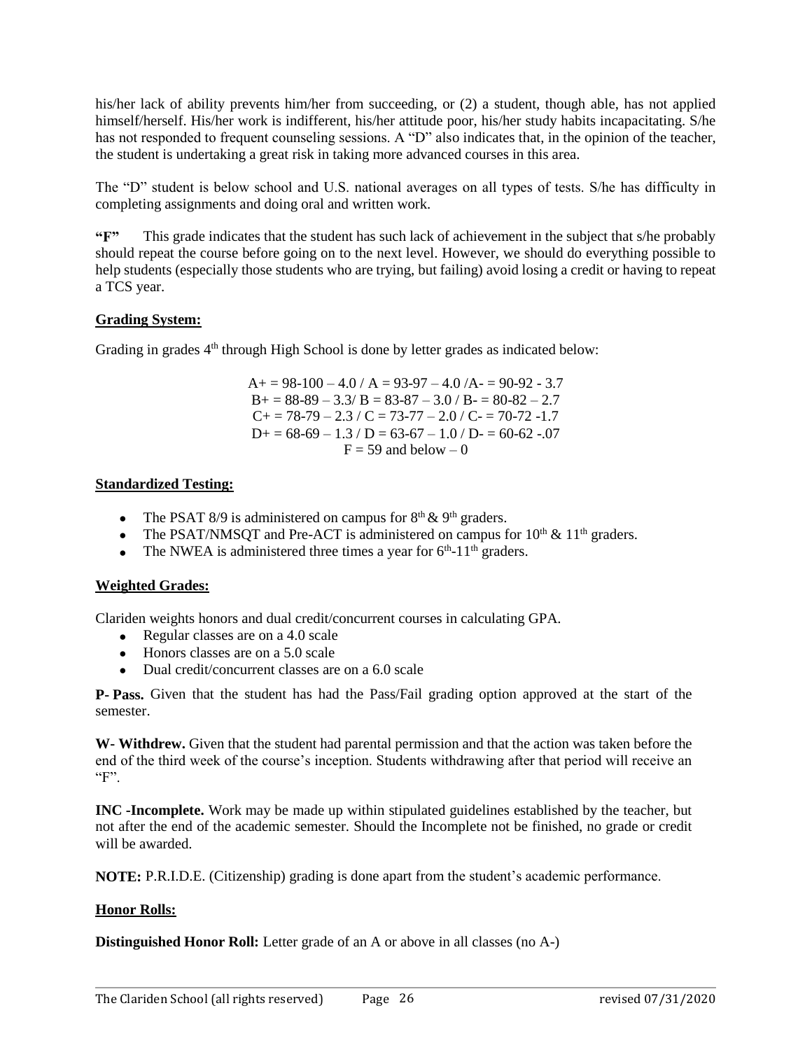his/her lack of ability prevents him/her from succeeding, or (2) a student, though able, has not applied himself/herself. His/her work is indifferent, his/her attitude poor, his/her study habits incapacitating. S/he has not responded to frequent counseling sessions. A "D" also indicates that, in the opinion of the teacher, the student is undertaking a great risk in taking more advanced courses in this area.

The "D" student is below school and U.S. national averages on all types of tests. S/he has difficulty in completing assignments and doing oral and written work.

**"F"** This grade indicates that the student has such lack of achievement in the subject that s/he probably should repeat the course before going on to the next level. However, we should do everything possible to help students (especially those students who are trying, but failing) avoid losing a credit or having to repeat a TCS year.

**Grading System:**

Grading in grades 4th through High School is done by letter grades as indicated below:

A+ = 98-100 – 4.0 / A = 93-97 – 4.0 /A- = 90-92 - 3.7
B+ = 88-89 – 3.3/ B = 83-87 – 3.0 / B- = 80-82 – 2.7
C+ = 78-79 – 2.3 / C = 73-77 – 2.0 / C- = 70-72 -1.7
D+ = 68-69 – 1.3 / D = 63-67 – 1.0 / D- = 60-62 -.07
F = 59 and below – 0

**Standardized Testing:**

- The PSAT 8/9 is administered on campus for 8th & 9th graders.
- The PSAT/NMSQT and Pre-ACT is administered on campus for 10th & 11th graders.
- The NWEA is administered three times a year for 6th-11th graders.

**Weighted Grades:**

Clariden weights honors and dual credit/concurrent courses in calculating GPA.

- Regular classes are on a 4.0 scale
- Honors classes are on a 5.0 scale
- Dual credit/concurrent classes are on a 6.0 scale

**P- Pass.** Given that the student has had the Pass/Fail grading option approved at the start of the semester.

**W- Withdrew.** Given that the student had parental permission and that the action was taken before the end of the third week of the course's inception. Students withdrawing after that period will receive an "F".

**INC -Incomplete.** Work may be made up within stipulated guidelines established by the teacher, but not after the end of the academic semester. Should the Incomplete not be finished, no grade or credit will be awarded.

**NOTE:** P.R.I.D.E. (Citizenship) grading is done apart from the student's academic performance.

**Honor Rolls:**

**Distinguished Honor Roll:** Letter grade of an A or above in all classes (no A-)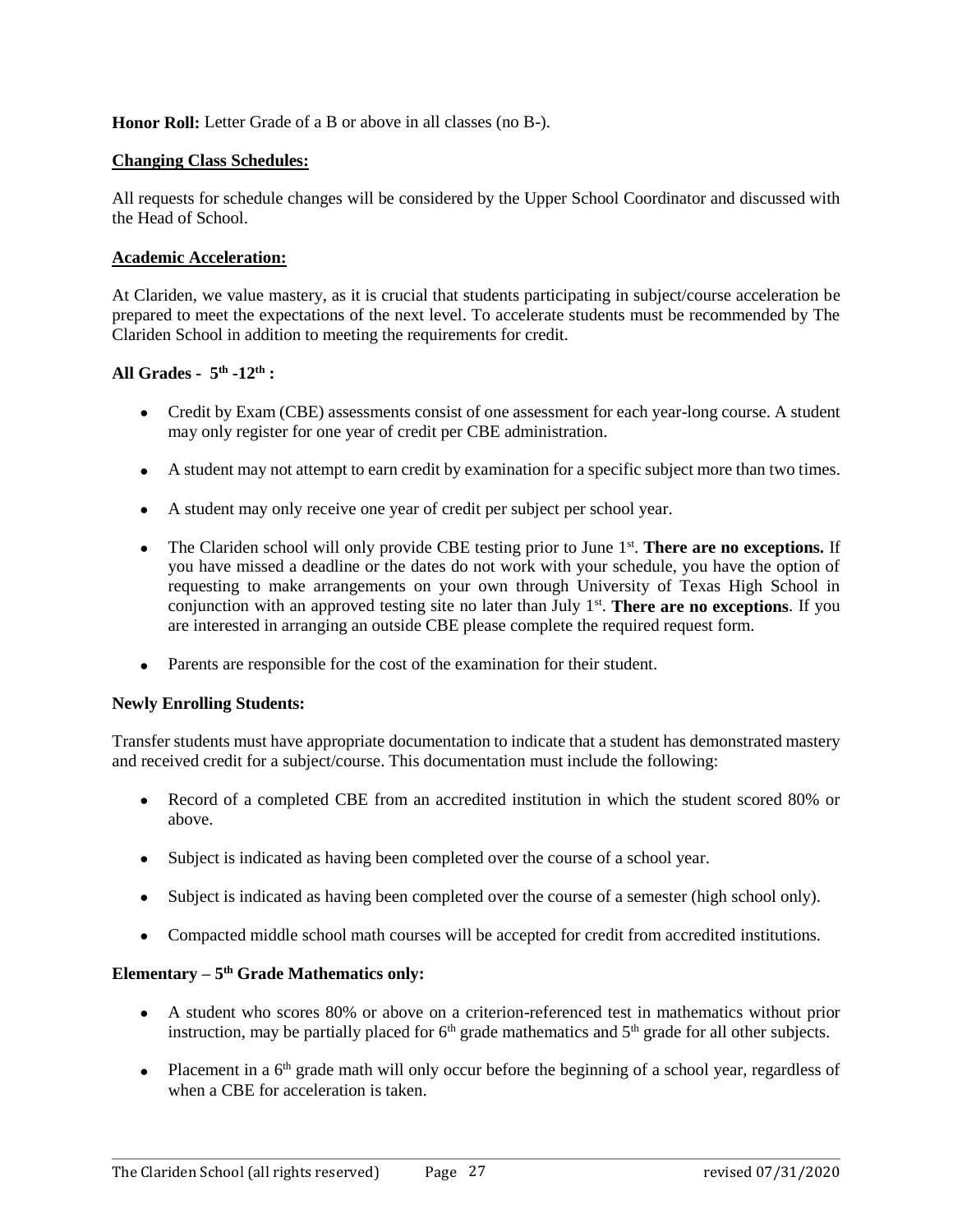**Honor Roll:** Letter Grade of a B or above in all classes (no B-).

**Changing Class Schedules:**

All requests for schedule changes will be considered by the Upper School Coordinator and discussed with the Head of School.

**Academic Acceleration:**

At Clariden, we value mastery, as it is crucial that students participating in subject/course acceleration be prepared to meet the expectations of the next level. To accelerate students must be recommended by The Clariden School in addition to meeting the requirements for credit.

**All Grades - 5th -12th :**

- Credit by Exam (CBE) assessments consist of one assessment for each year-long course. A student may only register for one year of credit per CBE administration.
- A student may not attempt to earn credit by examination for a specific subject more than two times.
- A student may only receive one year of credit per subject per school year.
- The Clariden school will only provide CBE testing prior to June 1st. **There are no exceptions.** If you have missed a deadline or the dates do not work with your schedule, you have the option of requesting to make arrangements on your own through University of Texas High School in conjunction with an approved testing site no later than July 1st. **There are no exceptions**. If you are interested in arranging an outside CBE please complete the required request form.
- Parents are responsible for the cost of the examination for their student.

**Newly Enrolling Students:**

Transfer students must have appropriate documentation to indicate that a student has demonstrated mastery and received credit for a subject/course. This documentation must include the following:

- Record of a completed CBE from an accredited institution in which the student scored 80% or above.
- Subject is indicated as having been completed over the course of a school year.
- Subject is indicated as having been completed over the course of a semester (high school only).
- Compacted middle school math courses will be accepted for credit from accredited institutions.

**Elementary – 5th Grade Mathematics only:**

- A student who scores 80% or above on a criterion-referenced test in mathematics without prior instruction, may be partially placed for 6th grade mathematics and 5th grade for all other subjects.
- Placement in a 6th grade math will only occur before the beginning of a school year, regardless of when a CBE for acceleration is taken.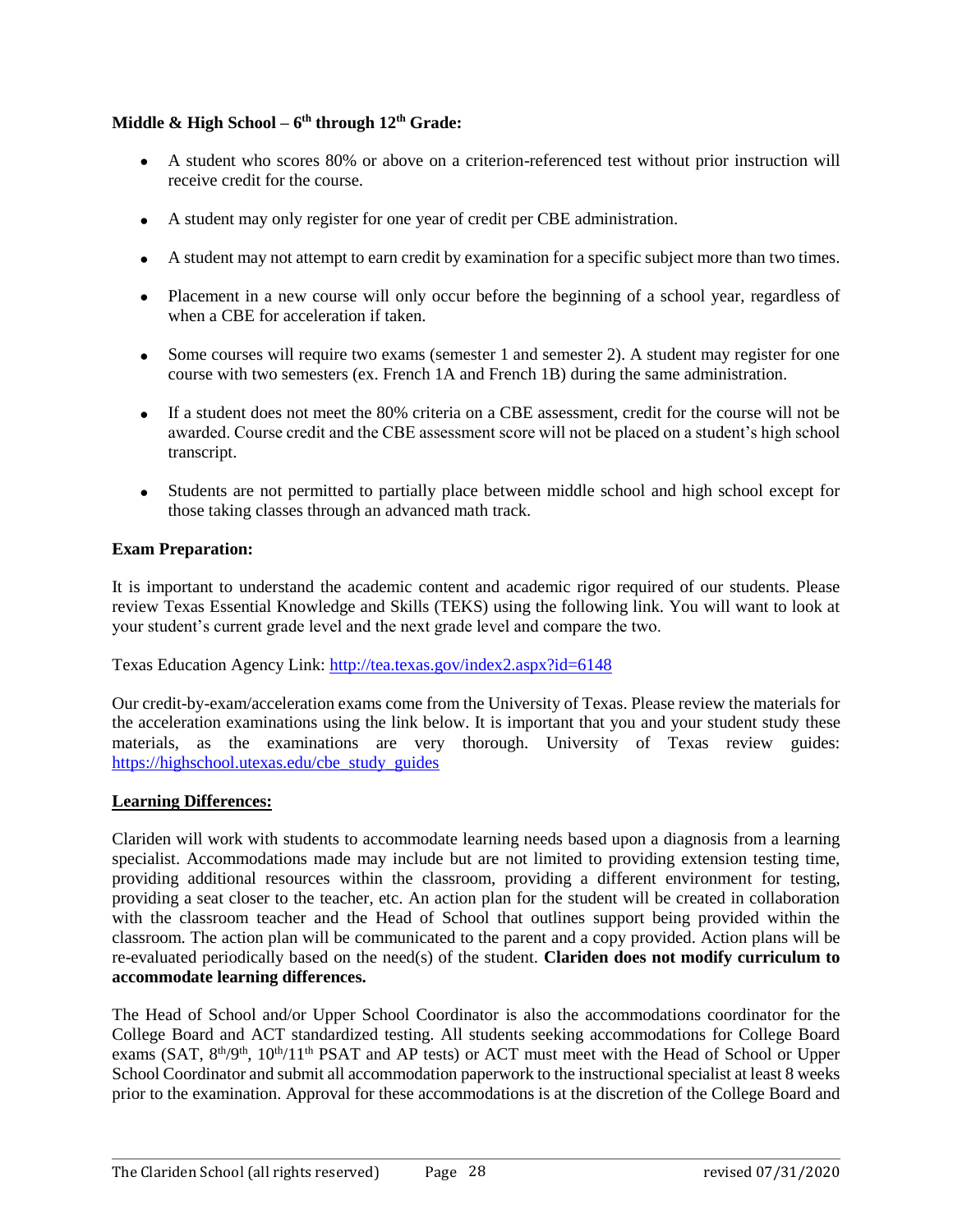**Middle & High School – 6th through 12th Grade:**

- A student who scores 80% or above on a criterion-referenced test without prior instruction will receive credit for the course.
- A student may only register for one year of credit per CBE administration.
- A student may not attempt to earn credit by examination for a specific subject more than two times.
- Placement in a new course will only occur before the beginning of a school year, regardless of when a CBE for acceleration if taken.
- Some courses will require two exams (semester 1 and semester 2). A student may register for one course with two semesters (ex. French 1A and French 1B) during the same administration.
- If a student does not meet the 80% criteria on a CBE assessment, credit for the course will not be awarded. Course credit and the CBE assessment score will not be placed on a student's high school transcript.
- Students are not permitted to partially place between middle school and high school except for those taking classes through an advanced math track.

**Exam Preparation:**

It is important to understand the academic content and academic rigor required of our students. Please review Texas Essential Knowledge and Skills (TEKS) using the following link. You will want to look at your student's current grade level and the next grade level and compare the two.

Texas Education Agency Link: [http://tea.texas.gov/index2.aspx?id=6148](http://tea.texas.gov/index2.aspx?id=6148)

Our credit-by-exam/acceleration exams come from the University of Texas. Please review the materials for the acceleration examinations using the link below. It is important that you and your student study these materials, as the examinations are very thorough. University of Texas review guides: [https://highschool.utexas.edu/cbe_study_guides](https://highschool.utexas.edu/cbe_study_guides)

**Learning Differences:**

Clariden will work with students to accommodate learning needs based upon a diagnosis from a learning specialist. Accommodations made may include but are not limited to providing extension testing time, providing additional resources within the classroom, providing a different environment for testing, providing a seat closer to the teacher, etc. An action plan for the student will be created in collaboration with the classroom teacher and the Head of School that outlines support being provided within the classroom. The action plan will be communicated to the parent and a copy provided. Action plans will be re-evaluated periodically based on the need(s) of the student. **Clariden does not modify curriculum to accommodate learning differences.**

The Head of School and/or Upper School Coordinator is also the accommodations coordinator for the College Board and ACT standardized testing. All students seeking accommodations for College Board exams (SAT, 8th/9th, 10th/11th PSAT and AP tests) or ACT must meet with the Head of School or Upper School Coordinator and submit all accommodation paperwork to the instructional specialist at least 8 weeks prior to the examination. Approval for these accommodations is at the discretion of the College Board and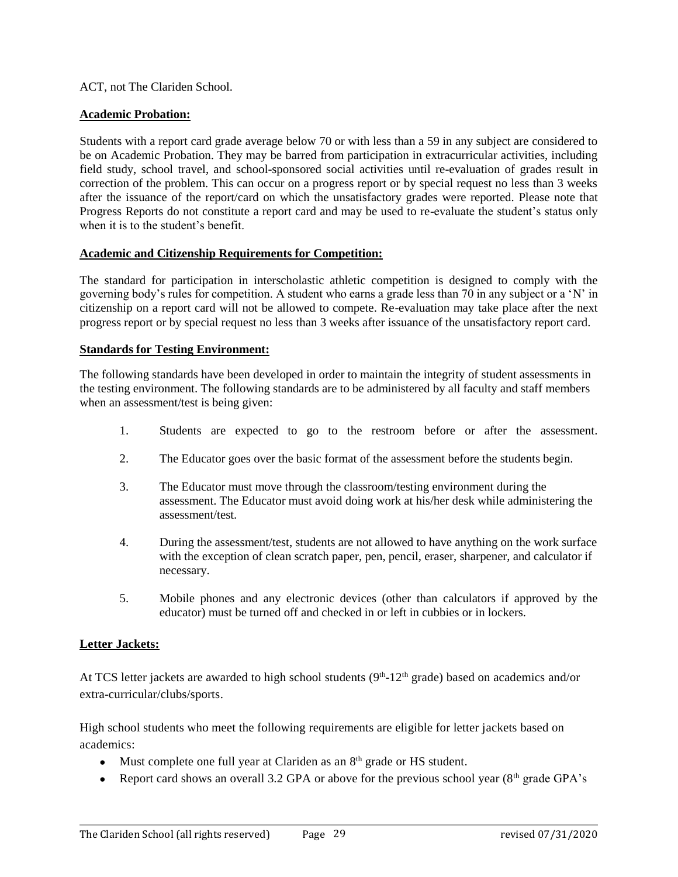ACT, not The Clariden School.

**Academic Probation:**

Students with a report card grade average below 70 or with less than a 59 in any subject are considered to be on Academic Probation. They may be barred from participation in extracurricular activities, including field study, school travel, and school-sponsored social activities until re-evaluation of grades result in correction of the problem. This can occur on a progress report or by special request no less than 3 weeks after the issuance of the report/card on which the unsatisfactory grades were reported. Please note that Progress Reports do not constitute a report card and may be used to re-evaluate the student's status only when it is to the student's benefit.

**Academic and Citizenship Requirements for Competition:**

The standard for participation in interscholastic athletic competition is designed to comply with the governing body's rules for competition. A student who earns a grade less than 70 in any subject or a 'N' in citizenship on a report card will not be allowed to compete. Re-evaluation may take place after the next progress report or by special request no less than 3 weeks after issuance of the unsatisfactory report card.

**Standards for Testing Environment:**

The following standards have been developed in order to maintain the integrity of student assessments in the testing environment. The following standards are to be administered by all faculty and staff members when an assessment/test is being given:

1. Students are expected to go to the restroom before or after the assessment.
2. The Educator goes over the basic format of the assessment before the students begin.
3. The Educator must move through the classroom/testing environment during the assessment. The Educator must avoid doing work at his/her desk while administering the assessment/test.
4. During the assessment/test, students are not allowed to have anything on the work surface with the exception of clean scratch paper, pen, pencil, eraser, sharpener, and calculator if necessary.
5. Mobile phones and any electronic devices (other than calculators if approved by the educator) must be turned off and checked in or left in cubbies or in lockers.

**Letter Jackets:**

At TCS letter jackets are awarded to high school students (9th-12th grade) based on academics and/or extra-curricular/clubs/sports.

High school students who meet the following requirements are eligible for letter jackets based on academics:

- Must complete one full year at Clariden as an 8th grade or HS student.
- Report card shows an overall 3.2 GPA or above for the previous school year (8th grade GPA's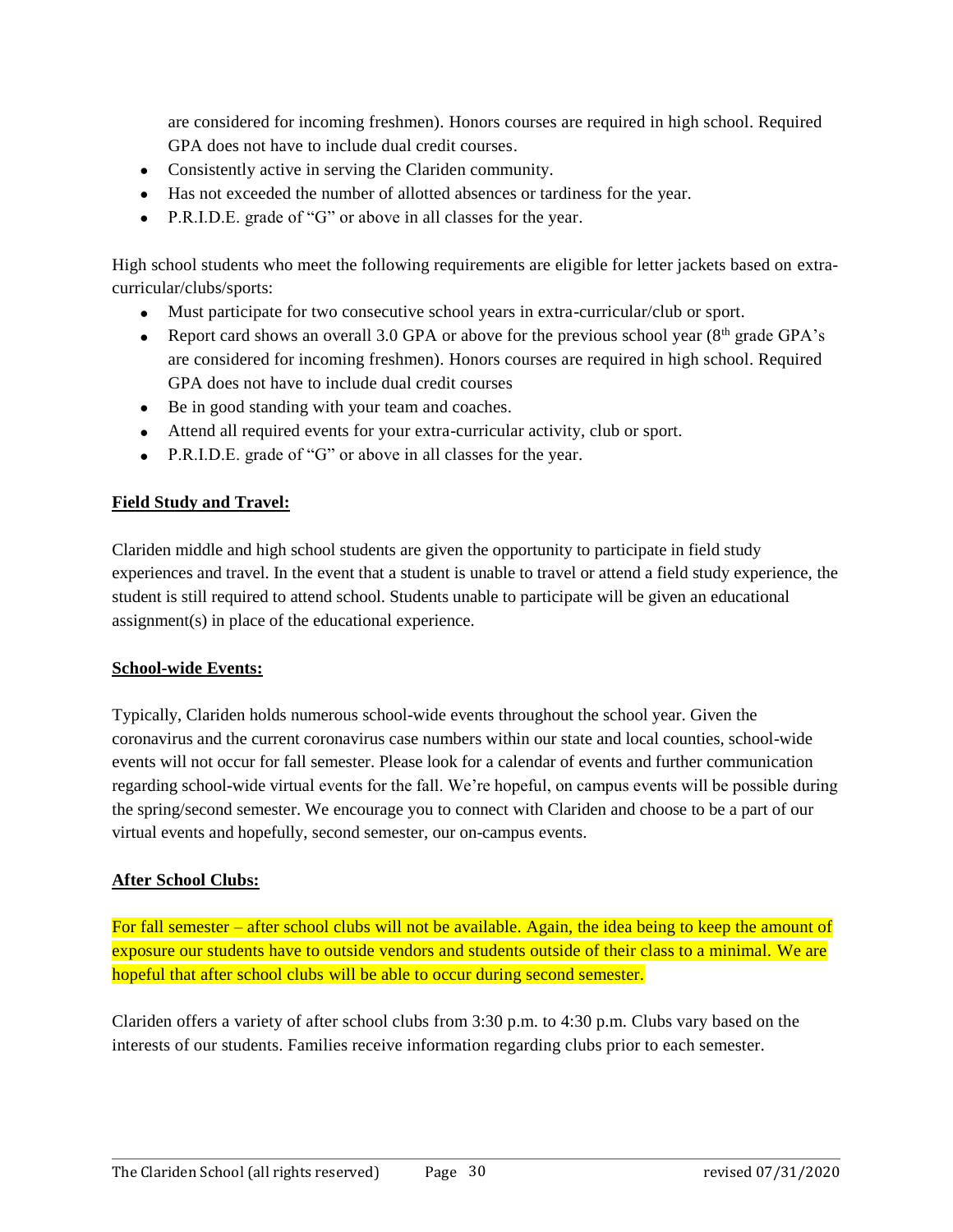are considered for incoming freshmen). Honors courses are required in high school. Required GPA does not have to include dual credit courses.

- Consistently active in serving the Clariden community.
- Has not exceeded the number of allotted absences or tardiness for the year.
- P.R.I.D.E. grade of "G" or above in all classes for the year.

High school students who meet the following requirements are eligible for letter jackets based on extra-curricular/clubs/sports:

- Must participate for two consecutive school years in extra-curricular/club or sport.
- Report card shows an overall 3.0 GPA or above for the previous school year (8th grade GPA's are considered for incoming freshmen). Honors courses are required in high school. Required GPA does not have to include dual credit courses
- Be in good standing with your team and coaches.
- Attend all required events for your extra-curricular activity, club or sport.
- P.R.I.D.E. grade of "G" or above in all classes for the year.

**Field Study and Travel:**

Clariden middle and high school students are given the opportunity to participate in field study experiences and travel. In the event that a student is unable to travel or attend a field study experience, the student is still required to attend school. Students unable to participate will be given an educational assignment(s) in place of the educational experience.

**School-wide Events:**

Typically, Clariden holds numerous school-wide events throughout the school year. Given the coronavirus and the current coronavirus case numbers within our state and local counties, school-wide events will not occur for fall semester. Please look for a calendar of events and further communication regarding school-wide virtual events for the fall. We're hopeful, on campus events will be possible during the spring/second semester. We encourage you to connect with Clariden and choose to be a part of our virtual events and hopefully, second semester, our on-campus events.

**After School Clubs:**

For fall semester – after school clubs will not be available. Again, the idea being to keep the amount of exposure our students have to outside vendors and students outside of their class to a minimal. We are hopeful that after school clubs will be able to occur during second semester.

Clariden offers a variety of after school clubs from 3:30 p.m. to 4:30 p.m. Clubs vary based on the interests of our students. Families receive information regarding clubs prior to each semester.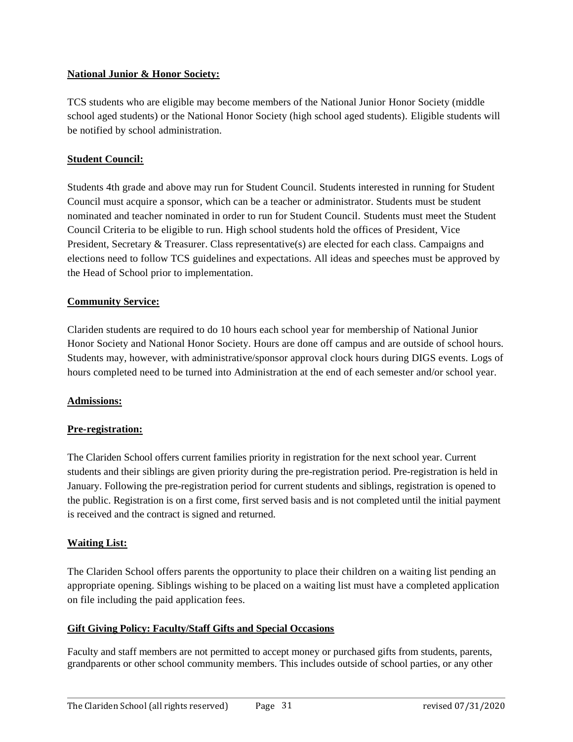**National Junior & Honor Society:**

TCS students who are eligible may become members of the National Junior Honor Society (middle school aged students) or the National Honor Society (high school aged students). Eligible students will be notified by school administration.

**Student Council:**

Students 4th grade and above may run for Student Council. Students interested in running for Student Council must acquire a sponsor, which can be a teacher or administrator. Students must be student nominated and teacher nominated in order to run for Student Council. Students must meet the Student Council Criteria to be eligible to run. High school students hold the offices of President, Vice President, Secretary & Treasurer. Class representative(s) are elected for each class. Campaigns and elections need to follow TCS guidelines and expectations. All ideas and speeches must be approved by the Head of School prior to implementation.

**Community Service:**

Clariden students are required to do 10 hours each school year for membership of National Junior Honor Society and National Honor Society. Hours are done off campus and are outside of school hours. Students may, however, with administrative/sponsor approval clock hours during DIGS events. Logs of hours completed need to be turned into Administration at the end of each semester and/or school year.

**Admissions:**

**Pre-registration:**

The Clariden School offers current families priority in registration for the next school year. Current students and their siblings are given priority during the pre-registration period. Pre-registration is held in January. Following the pre-registration period for current students and siblings, registration is opened to the public. Registration is on a first come, first served basis and is not completed until the initial payment is received and the contract is signed and returned.

**Waiting List:**

The Clariden School offers parents the opportunity to place their children on a waiting list pending an appropriate opening. Siblings wishing to be placed on a waiting list must have a completed application on file including the paid application fees.

**Gift Giving Policy: Faculty/Staff Gifts and Special Occasions**

Faculty and staff members are not permitted to accept money or purchased gifts from students, parents, grandparents or other school community members. This includes outside of school parties, or any other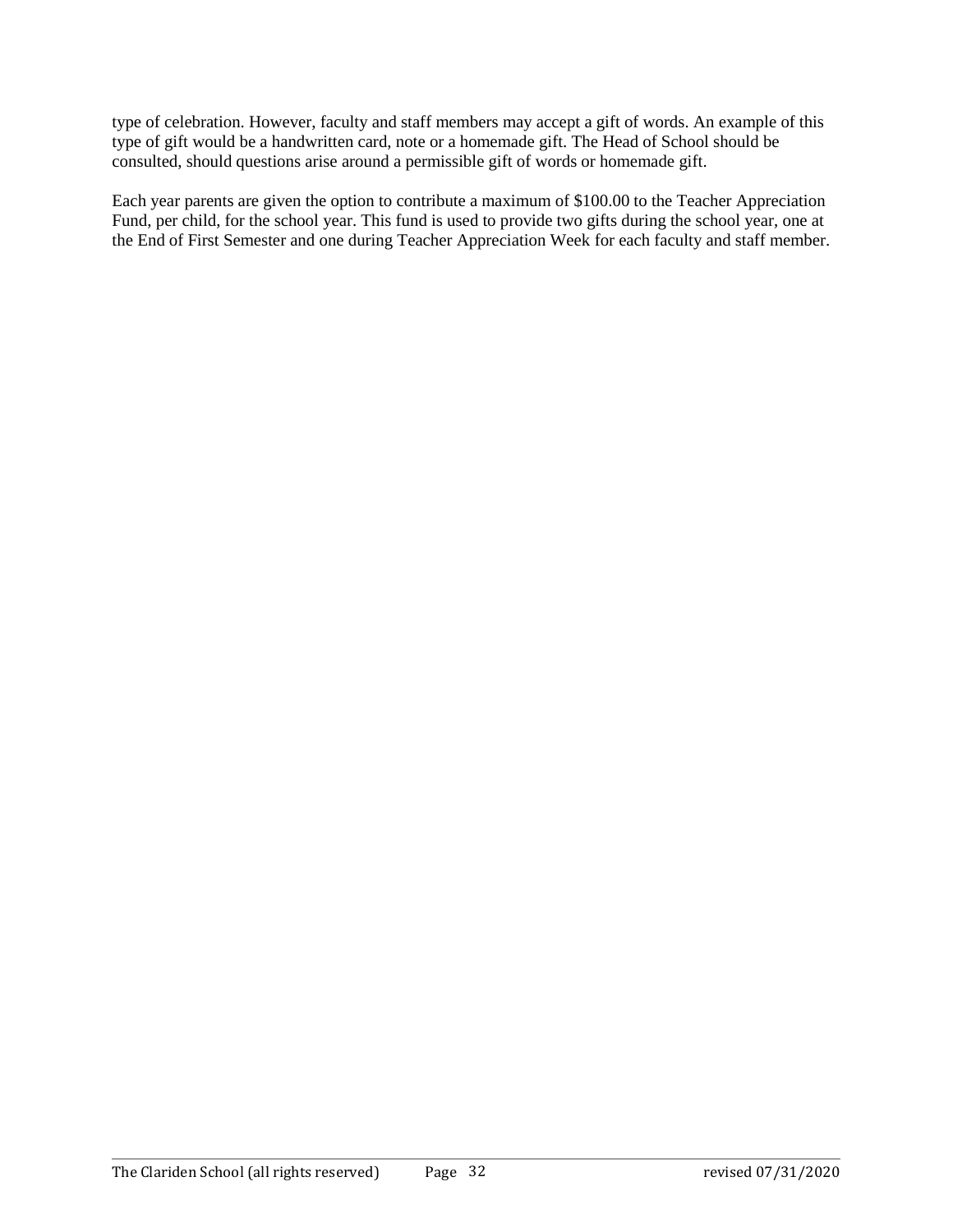type of celebration. However, faculty and staff members may accept a gift of words. An example of this type of gift would be a handwritten card, note or a homemade gift. The Head of School should be consulted, should questions arise around a permissible gift of words or homemade gift.

Each year parents are given the option to contribute a maximum of $100.00 to the Teacher Appreciation Fund, per child, for the school year. This fund is used to provide two gifts during the school year, one at the End of First Semester and one during Teacher Appreciation Week for each faculty and staff member.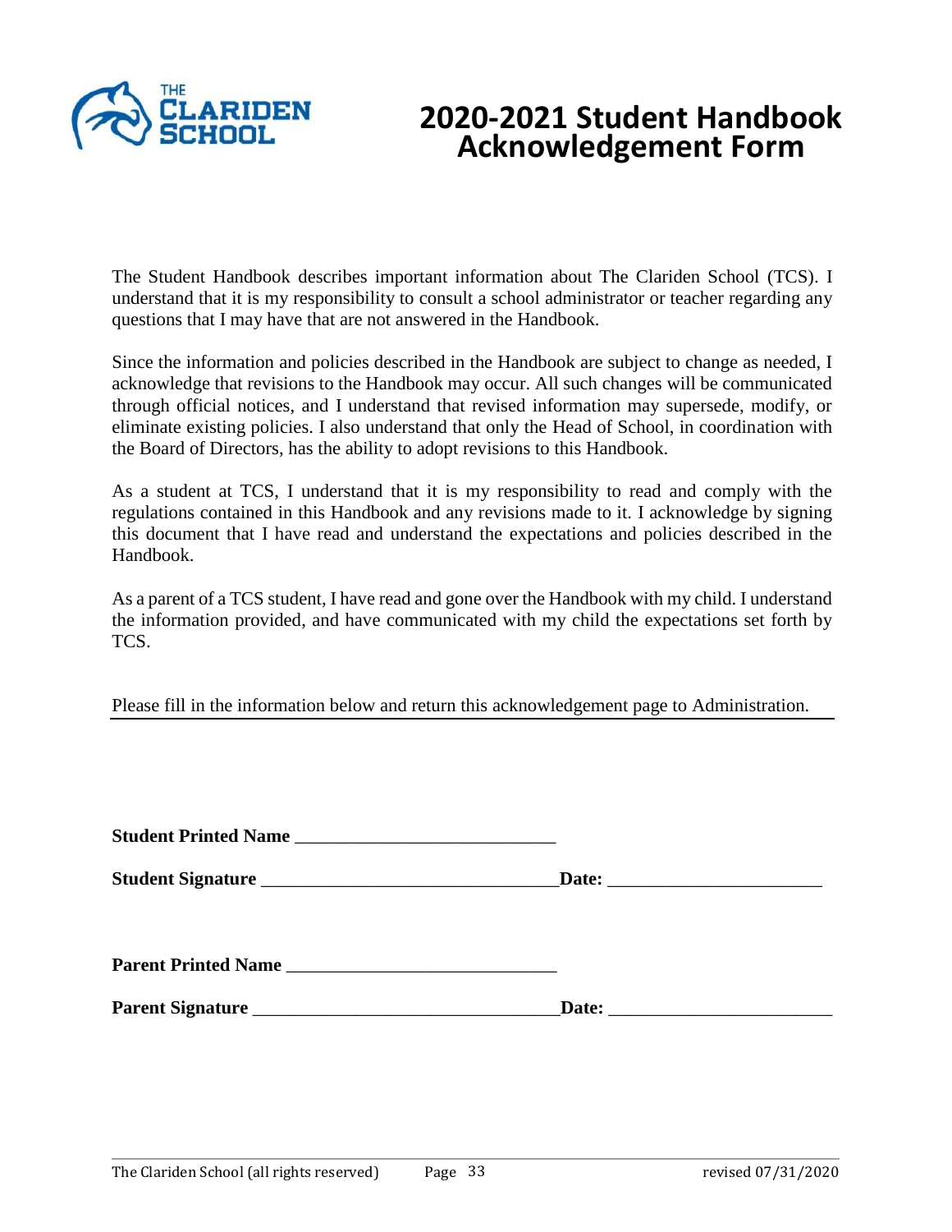THE CLARIDEN SCHOOL

# 2020-2021 Student Handbook Acknowledgement Form

The Student Handbook describes important information about The Clariden School (TCS). I understand that it is my responsibility to consult a school administrator or teacher regarding any questions that I may have that are not answered in the Handbook.

Since the information and policies described in the Handbook are subject to change as needed, I acknowledge that revisions to the Handbook may occur. All such changes will be communicated through official notices, and I understand that revised information may supersede, modify, or eliminate existing policies. I also understand that only the Head of School, in coordination with the Board of Directors, has the ability to adopt revisions to this Handbook.

As a student at TCS, I understand that it is my responsibility to read and comply with the regulations contained in this Handbook and any revisions made to it. I acknowledge by signing this document that I have read and understand the expectations and policies described in the Handbook.

As a parent of a TCS student, I have read and gone over the Handbook with my child. I understand the information provided, and have communicated with my child the expectations set forth by TCS.

Please fill in the information below and return this acknowledgement page to Administration.

**Student Printed Name** ____________________________

**Student Signature** ________________________________ **Date:** ______________________

**Parent Printed Name** _____________________________

**Parent Signature** _________________________________ **Date:** _______________________